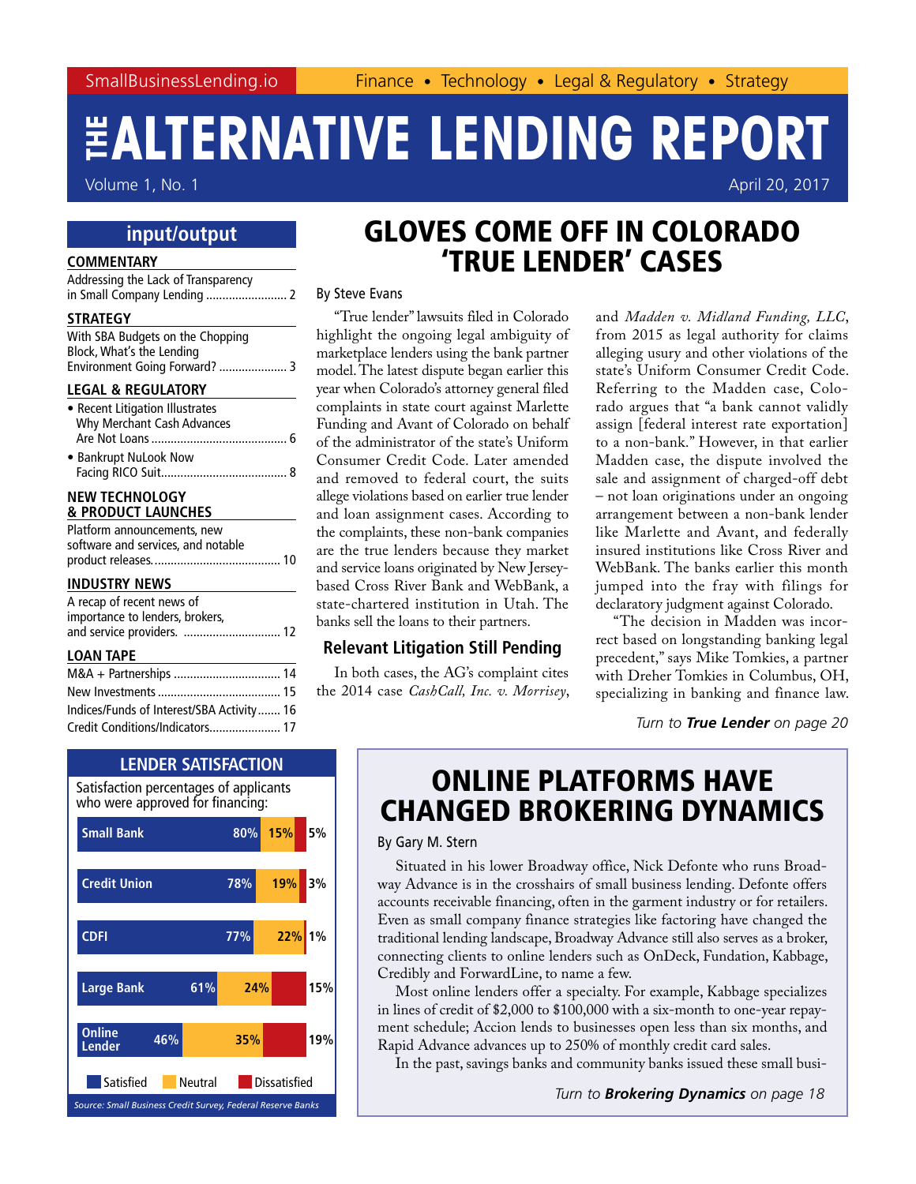SmallBusinessLending.io — Finance • Technology • Legal & Regulatory • Strategy

# THE ALTERNATIVE LENDING REPORT

Volume 1, No. 1 — April 20, 2017

## input/output

**COMMENTARY**

Addressing the Lack of Transparency in Small Company Lending ......................... 2

**STRATEGY**

With SBA Budgets on the Chopping Block, What's the Lending Environment Going Forward? ..................... 3

**LEGAL & REGULATORY**

- Recent Litigation Illustrates Why Merchant Cash Advances Are Not Loans ............................................. 6
- Bankrupt NuLook Now Facing RICO Suit....................................... 8

**NEW TECHNOLOGY & PRODUCT LAUNCHES**

Platform announcements, new software and services, and notable product releases....................................... 10

**INDUSTRY NEWS**

A recap of recent news of importance to lenders, brokers, and service providers. .............................. 12

**LOAN TAPE**

M&A + Partnerships ................................. 14
New Investments ...................................... 15
Indices/Funds of Interest/SBA Activity....... 16
Credit Conditions/Indicators...................... 17

# GLOVES COME OFF IN COLORADO 'TRUE LENDER' CASES

By Steve Evans

"True lender" lawsuits filed in Colorado highlight the ongoing legal ambiguity of marketplace lenders using the bank partner model. The latest dispute began earlier this year when Colorado's attorney general filed complaints in state court against Marlette Funding and Avant of Colorado on behalf of the administrator of the state's Uniform Consumer Credit Code. Later amended and removed to federal court, the suits allege violations based on earlier true lender and loan assignment cases. According to the complaints, these non-bank companies are the true lenders because they market and service loans originated by New Jersey-based Cross River Bank and WebBank, a state-chartered institution in Utah. The banks sell the loans to their partners.

### Relevant Litigation Still Pending

In both cases, the AG's complaint cites the 2014 case *CashCall, Inc. v. Morrisey*, and *Madden v. Midland Funding, LLC*, from 2015 as legal authority for claims alleging usury and other violations of the state's Uniform Consumer Credit Code. Referring to the Madden case, Colorado argues that "a bank cannot validly assign [federal interest rate exportation] to a non-bank." However, in that earlier Madden case, the dispute involved the sale and assignment of charged-off debt – not loan originations under an ongoing arrangement between a non-bank lender like Marlette and Avant, and federally insured institutions like Cross River and WebBank. The banks earlier this month jumped into the fray with filings for declaratory judgment against Colorado.

"The decision in Madden was incorrect based on longstanding banking legal precedent," says Mike Tomkies, a partner with Dreher Tomkies in Columbus, OH, specializing in banking and finance law.

*Turn to* ***True Lender*** *on page 20*

## LENDER SATISFACTION

Satisfaction percentages of applicants who were approved for financing:

| Lender | Satisfied | Neutral | Dissatisfied |
|---|---|---|---|
| Small Bank | 80% | 15% | 5% |
| Credit Union | 78% | 19% | 3% |
| CDFI | 77% | 22% | 1% |
| Large Bank | 61% | 24% | 15% |
| Online Lender | 46% | 35% | 19% |

*Source: Small Business Credit Survey, Federal Reserve Banks*

# ONLINE PLATFORMS HAVE CHANGED BROKERING DYNAMICS

By Gary M. Stern

Situated in his lower Broadway office, Nick Defonte who runs Broadway Advance is in the crosshairs of small business lending. Defonte offers accounts receivable financing, often in the garment industry or for retailers. Even as small company finance strategies like factoring have changed the traditional lending landscape, Broadway Advance still also serves as a broker, connecting clients to online lenders such as OnDeck, Fundation, Kabbage, Credibly and ForwardLine, to name a few.

Most online lenders offer a specialty. For example, Kabbage specializes in lines of credit of $2,000 to $100,000 with a six-month to one-year repayment schedule; Accion lends to businesses open less than six months, and Rapid Advance advances up to 250% of monthly credit card sales.

In the past, savings banks and community banks issued these small busi-

*Turn to* ***Brokering Dynamics*** *on page 18*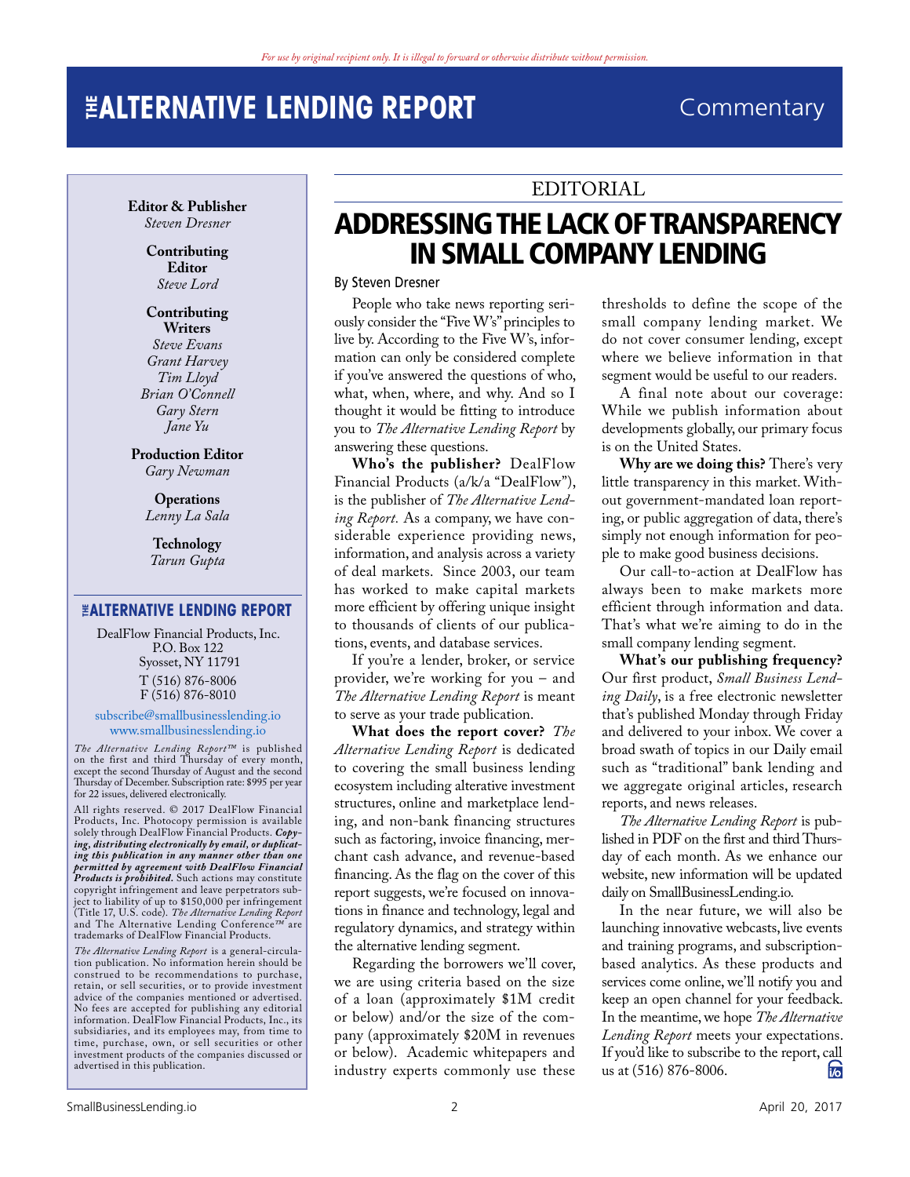*For use by original recipient only. It is illegal to forward or otherwise distribute without permission.*

# THE ALTERNATIVE LENDING REPORT

Commentary

**Editor & Publisher**
*Steven Dresner*

**Contributing Editor**
*Steve Lord*

**Contributing Writers**
*Steve Evans*
*Grant Harvey*
*Tim Lloyd*
*Brian O'Connell*
*Gary Stern*
*Jane Yu*

**Production Editor**
*Gary Newman*

**Operations**
*Lenny La Sala*

**Technology**
*Tarun Gupta*

**THE ALTERNATIVE LENDING REPORT**

DealFlow Financial Products, Inc.
P.O. Box 122
Syosset, NY 11791
T (516) 876-8006
F (516) 876-8010

subscribe@smallbusinesslending.io
www.smallbusinesslending.io

*The Alternative Lending Report™* is published on the first and third Thursday of every month, except the second Thursday of August and the second Thursday of December. Subscription rate: $995 per year for 22 issues, delivered electronically.

All rights reserved. © 2017 DealFlow Financial Products, Inc. Photocopy permission is available solely through DealFlow Financial Products. ***Copying, distributing electronically by email, or duplicating this publication in any manner other than one permitted by agreement with DealFlow Financial Products is prohibited.*** Such actions may constitute copyright infringement and leave perpetrators subject to liability of up to $150,000 per infringement (Title 17, U.S. code). *The Alternative Lending Report* and The Alternative Lending Conference™ are trademarks of DealFlow Financial Products.

*The Alternative Lending Report* is a general-circulation publication. No information herein should be construed to be recommendations to purchase, retain, or sell securities, or to provide investment advice of the companies mentioned or advertised. No fees are accepted for publishing any editorial information. DealFlow Financial Products, Inc., its subsidiaries, and its employees may, from time to time, purchase, own, or sell securities or other investment products of the companies discussed or advertised in this publication.

EDITORIAL

## ADDRESSING THE LACK OF TRANSPARENCY IN SMALL COMPANY LENDING

By Steven Dresner

People who take news reporting seriously consider the "Five W's" principles to live by. According to the Five W's, information can only be considered complete if you've answered the questions of who, what, when, where, and why. And so I thought it would be fitting to introduce you to *The Alternative Lending Report* by answering these questions.

**Who's the publisher?** DealFlow Financial Products (a/k/a "DealFlow"), is the publisher of *The Alternative Lending Report.* As a company, we have considerable experience providing news, information, and analysis across a variety of deal markets. Since 2003, our team has worked to make capital markets more efficient by offering unique insight to thousands of clients of our publications, events, and database services.

If you're a lender, broker, or service provider, we're working for you – and *The Alternative Lending Report* is meant to serve as your trade publication.

**What does the report cover?** *The Alternative Lending Report* is dedicated to covering the small business lending ecosystem including alterative investment structures, online and marketplace lending, and non-bank financing structures such as factoring, invoice financing, merchant cash advance, and revenue-based financing. As the flag on the cover of this report suggests, we're focused on innovations in finance and technology, legal and regulatory dynamics, and strategy within the alternative lending segment.

Regarding the borrowers we'll cover, we are using criteria based on the size of a loan (approximately $1M credit or below) and/or the size of the company (approximately $20M in revenues or below). Academic whitepapers and industry experts commonly use these thresholds to define the scope of the small company lending market. We do not cover consumer lending, except where we believe information in that segment would be useful to our readers.

A final note about our coverage: While we publish information about developments globally, our primary focus is on the United States.

**Why are we doing this?** There's very little transparency in this market. Without government-mandated loan reporting, or public aggregation of data, there's simply not enough information for people to make good business decisions.

Our call-to-action at DealFlow has always been to make markets more efficient through information and data. That's what we're aiming to do in the small company lending segment.

**What's our publishing frequency?** Our first product, *Small Business Lending Daily*, is a free electronic newsletter that's published Monday through Friday and delivered to your inbox. We cover a broad swath of topics in our Daily email such as "traditional" bank lending and we aggregate original articles, research reports, and news releases.

*The Alternative Lending Report* is published in PDF on the first and third Thursday of each month. As we enhance our website, new information will be updated daily on SmallBusinessLending.io.

In the near future, we will also be launching innovative webcasts, live events and training programs, and subscription-based analytics. As these products and services come online, we'll notify you and keep an open channel for your feedback. In the meantime, we hope *The Alternative Lending Report* meets your expectations. If you'd like to subscribe to the report, call us at (516) 876-8006.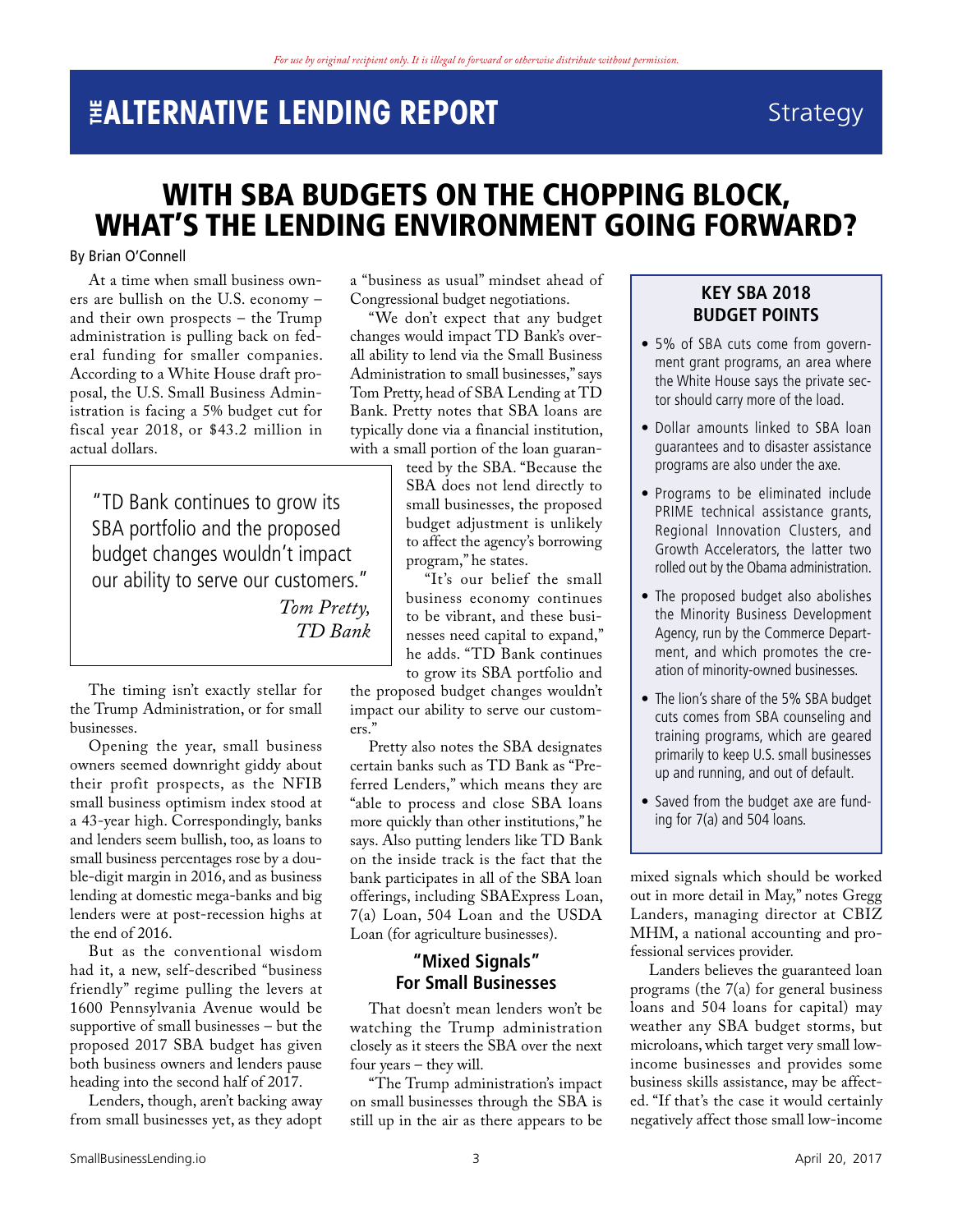# WITH SBA BUDGETS ON THE CHOPPING BLOCK, WHAT'S THE LENDING ENVIRONMENT GOING FORWARD?

By Brian O'Connell

At a time when small business owners are bullish on the U.S. economy – and their own prospects – the Trump administration is pulling back on federal funding for smaller companies. According to a White House draft proposal, the U.S. Small Business Administration is facing a 5% budget cut for fiscal year 2018, or $43.2 million in actual dollars.

> "TD Bank continues to grow its SBA portfolio and the proposed budget changes wouldn't impact our ability to serve our customers."
> *Tom Pretty, TD Bank*

The timing isn't exactly stellar for the Trump Administration, or for small businesses.

Opening the year, small business owners seemed downright giddy about their profit prospects, as the NFIB small business optimism index stood at a 43-year high. Correspondingly, banks and lenders seem bullish, too, as loans to small business percentages rose by a double-digit margin in 2016, and as business lending at domestic mega-banks and big lenders were at post-recession highs at the end of 2016.

But as the conventional wisdom had it, a new, self-described "business friendly" regime pulling the levers at 1600 Pennsylvania Avenue would be supportive of small businesses – but the proposed 2017 SBA budget has given both business owners and lenders pause heading into the second half of 2017.

Lenders, though, aren't backing away from small businesses yet, as they adopt a "business as usual" mindset ahead of Congressional budget negotiations.

"We don't expect that any budget changes would impact TD Bank's overall ability to lend via the Small Business Administration to small businesses," says Tom Pretty, head of SBA Lending at TD Bank. Pretty notes that SBA loans are typically done via a financial institution, with a small portion of the loan guaranteed by the SBA. "Because the SBA does not lend directly to small businesses, the proposed budget adjustment is unlikely to affect the agency's borrowing program," he states.

"It's our belief the small business economy continues to be vibrant, and these businesses need capital to expand," he adds. "TD Bank continues to grow its SBA portfolio and the proposed budget changes wouldn't impact our ability to serve our customers."

Pretty also notes the SBA designates certain banks such as TD Bank as "Preferred Lenders," which means they are "able to process and close SBA loans more quickly than other institutions," he says. Also putting lenders like TD Bank on the inside track is the fact that the bank participates in all of the SBA loan offerings, including SBAExpress Loan, 7(a) Loan, 504 Loan and the USDA Loan (for agriculture businesses).

## "Mixed Signals" For Small Businesses

That doesn't mean lenders won't be watching the Trump administration closely as it steers the SBA over the next four years – they will.

"The Trump administration's impact on small businesses through the SBA is still up in the air as there appears to be mixed signals which should be worked out in more detail in May," notes Gregg Landers, managing director at CBIZ MHM, a national accounting and professional services provider.

Landers believes the guaranteed loan programs (the 7(a) for general business loans and 504 loans for capital) may weather any SBA budget storms, but microloans, which target very small low-income businesses and provides some business skills assistance, may be affected. "If that's the case it would certainly negatively affect those small low-income

### KEY SBA 2018 BUDGET POINTS

- 5% of SBA cuts come from government grant programs, an area where the White House says the private sector should carry more of the load.
- Dollar amounts linked to SBA loan guarantees and to disaster assistance programs are also under the axe.
- Programs to be eliminated include PRIME technical assistance grants, Regional Innovation Clusters, and Growth Accelerators, the latter two rolled out by the Obama administration.
- The proposed budget also abolishes the Minority Business Development Agency, run by the Commerce Department, and which promotes the creation of minority-owned businesses.
- The lion's share of the 5% SBA budget cuts comes from SBA counseling and training programs, which are geared primarily to keep U.S. small businesses up and running, and out of default.
- Saved from the budget axe are funding for 7(a) and 504 loans.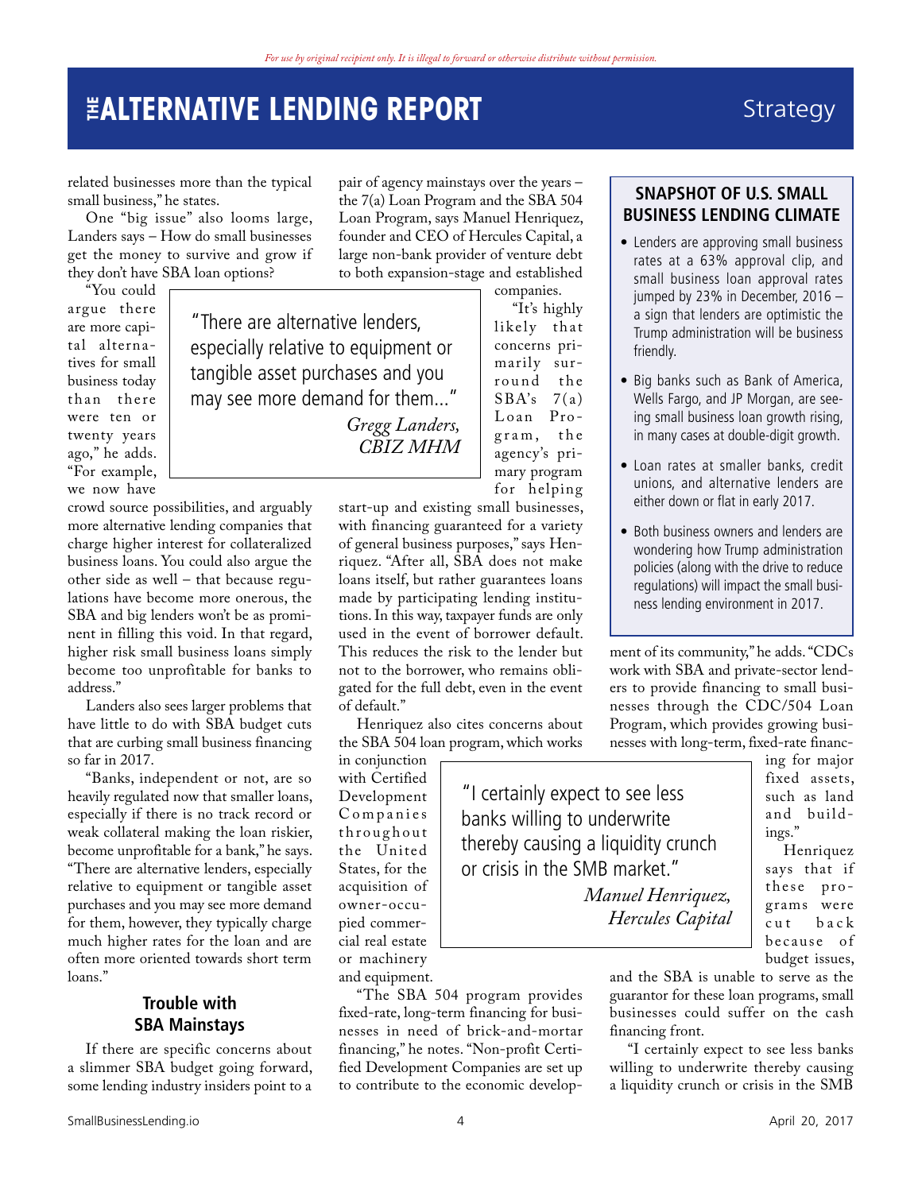related businesses more than the typical small business," he states.

One "big issue" also looms large, Landers says – How do small businesses get the money to survive and grow if they don't have SBA loan options?

"You could argue there are more capital alternatives for small business today than there were ten or twenty years ago," he adds. "For example, we now have crowd source possibilities, and arguably more alternative lending companies that charge higher interest for collateralized business loans. You could also argue the other side as well – that because regulations have become more onerous, the SBA and big lenders won't be as prominent in filling this void. In that regard, higher risk small business loans simply become too unprofitable for banks to address."

> "There are alternative lenders, especially relative to equipment or tangible asset purchases and you may see more demand for them..."
>
> *Gregg Landers, CBIZ MHM*

Landers also sees larger problems that have little to do with SBA budget cuts that are curbing small business financing so far in 2017.

"Banks, independent or not, are so heavily regulated now that smaller loans, especially if there is no track record or weak collateral making the loan riskier, become unprofitable for a bank," he says. "There are alternative lenders, especially relative to equipment or tangible asset purchases and you may see more demand for them, however, they typically charge much higher rates for the loan and are often more oriented towards short term loans."

## Trouble with SBA Mainstays

If there are specific concerns about a slimmer SBA budget going forward, some lending industry insiders point to a pair of agency mainstays over the years – the 7(a) Loan Program and the SBA 504 Loan Program, says Manuel Henriquez, founder and CEO of Hercules Capital, a large non-bank provider of venture debt to both expansion-stage and established companies.

"It's highly likely that concerns primarily surround the SBA's 7(a) Loan Program, the agency's primary program for helping start-up and existing small businesses, with financing guaranteed for a variety of general business purposes," says Henriquez. "After all, SBA does not make loans itself, but rather guarantees loans made by participating lending institutions. In this way, taxpayer funds are only used in the event of borrower default. This reduces the risk to the lender but not to the borrower, who remains obligated for the full debt, even in the event of default."

Henriquez also cites concerns about the SBA 504 loan program, which works in conjunction with Certified Development Companies throughout the United States, for the acquisition of owner-occupied commercial real estate or machinery and equipment.

"The SBA 504 program provides fixed-rate, long-term financing for businesses in need of brick-and-mortar financing," he notes. "Non-profit Certified Development Companies are set up to contribute to the economic development of its community," he adds. "CDCs work with SBA and private-sector lenders to provide financing to small businesses through the CDC/504 Loan Program, which provides growing businesses with long-term, fixed-rate financing for major fixed assets, such as land and buildings."

> "I certainly expect to see less banks willing to underwrite thereby causing a liquidity crunch or crisis in the SMB market."
>
> *Manuel Henriquez, Hercules Capital*

Henriquez says that if these programs were cut back because of budget issues, and the SBA is unable to serve as the guarantor for these loan programs, small businesses could suffer on the cash financing front.

"I certainly expect to see less banks willing to underwrite thereby causing a liquidity crunch or crisis in the SMB

### SNAPSHOT OF U.S. SMALL BUSINESS LENDING CLIMATE

- Lenders are approving small business rates at a 63% approval clip, and small business loan approval rates jumped by 23% in December, 2016 – a sign that lenders are optimistic the Trump administration will be business friendly.
- Big banks such as Bank of America, Wells Fargo, and JP Morgan, are seeing small business loan growth rising, in many cases at double-digit growth.
- Loan rates at smaller banks, credit unions, and alternative lenders are either down or flat in early 2017.
- Both business owners and lenders are wondering how Trump administration policies (along with the drive to reduce regulations) will impact the small business lending environment in 2017.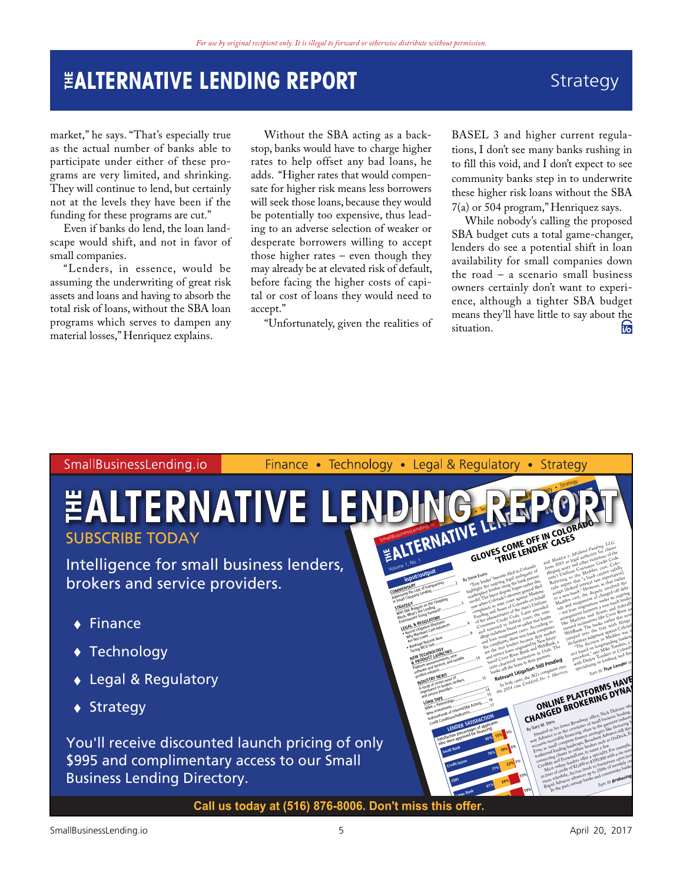market," he says. "That's especially true as the actual number of banks able to participate under either of these programs are very limited, and shrinking. They will continue to lend, but certainly not at the levels they have been if the funding for these programs are cut."

Even if banks do lend, the loan landscape would shift, and not in favor of small companies.

"Lenders, in essence, would be assuming the underwriting of great risk assets and loans and having to absorb the total risk of loans, without the SBA loan programs which serves to dampen any material losses," Henriquez explains.

Without the SBA acting as a backstop, banks would have to charge higher rates to help offset any bad loans, he adds. "Higher rates that would compensate for higher risk means less borrowers will seek those loans, because they would be potentially too expensive, thus leading to an adverse selection of weaker or desperate borrowers willing to accept those higher rates – even though they may already be at elevated risk of default, before facing the higher costs of capital or cost of loans they would need to accept."

"Unfortunately, given the realities of BASEL 3 and higher current regulations, I don't see many banks rushing in to fill this void, and I don't expect to see community banks step in to underwrite these higher risk loans without the SBA 7(a) or 504 program," Henriquez says.

While nobody's calling the proposed SBA budget cuts a total game-changer, lenders do see a potential shift in loan availability for small companies down the road – a scenario small business owners certainly don't want to experience, although a tighter SBA budget means they'll have little to say about the situation.

---

SmallBusinessLending.io — Finance • Technology • Legal & Regulatory • Strategy

# THE ALTERNATIVE LENDING REPORT

## SUBSCRIBE TODAY

Intelligence for small business lenders, brokers and service providers.

- Finance
- Technology
- Legal & Regulatory
- Strategy

You'll receive discounted launch pricing of only $995 and complimentary access to our Small Business Lending Directory.

**Call us today at (516) 876-8006. Don't miss this offer.**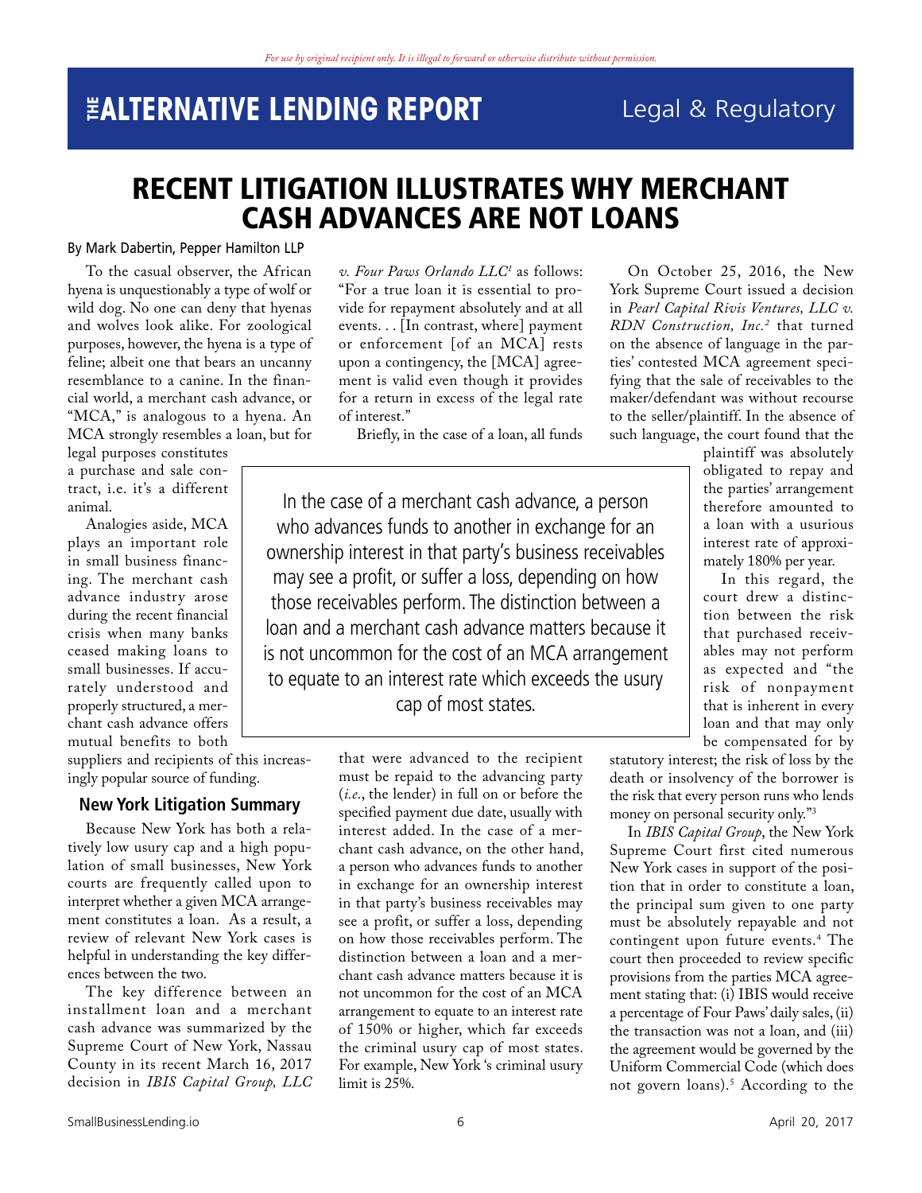# RECENT LITIGATION ILLUSTRATES WHY MERCHANT CASH ADVANCES ARE NOT LOANS

By Mark Dabertin, Pepper Hamilton LLP

To the casual observer, the African hyena is unquestionably a type of wolf or wild dog. No one can deny that hyenas and wolves look alike. For zoological purposes, however, the hyena is a type of feline; albeit one that bears an uncanny resemblance to a canine. In the financial world, a merchant cash advance, or "MCA," is analogous to a hyena. An MCA strongly resembles a loan, but for legal purposes constitutes a purchase and sale contract, i.e. it's a different animal.

Analogies aside, MCA plays an important role in small business financing. The merchant cash advance industry arose during the recent financial crisis when many banks ceased making loans to small businesses. If accurately understood and properly structured, a merchant cash advance offers mutual benefits to both suppliers and recipients of this increasingly popular source of funding.

> In the case of a merchant cash advance, a person who advances funds to another in exchange for an ownership interest in that party's business receivables may see a profit, or suffer a loss, depending on how those receivables perform. The distinction between a loan and a merchant cash advance matters because it is not uncommon for the cost of an MCA arrangement to equate to an interest rate which exceeds the usury cap of most states.

## New York Litigation Summary

Because New York has both a relatively low usury cap and a high population of small businesses, New York courts are frequently called upon to interpret whether a given MCA arrangement constitutes a loan. As a result, a review of relevant New York cases is helpful in understanding the key differences between the two.

The key difference between an installment loan and a merchant cash advance was summarized by the Supreme Court of New York, Nassau County in its recent March 16, 2017 decision in *IBIS Capital Group, LLC v. Four Paws Orlando LLC*[1] as follows: "For a true loan it is essential to provide for repayment absolutely and at all events. . . [In contrast, where] payment or enforcement [of an MCA] rests upon a contingency, the [MCA] agreement is valid even though it provides for a return in excess of the legal rate of interest."

Briefly, in the case of a loan, all funds that were advanced to the recipient must be repaid to the advancing party (*i.e.*, the lender) in full on or before the specified payment due date, usually with interest added. In the case of a merchant cash advance, on the other hand, a person who advances funds to another in exchange for an ownership interest in that party's business receivables may see a profit, or suffer a loss, depending on how those receivables perform. The distinction between a loan and a merchant cash advance matters because it is not uncommon for the cost of an MCA arrangement to equate to an interest rate of 150% or higher, which far exceeds the criminal usury cap of most states. For example, New York 's criminal usury limit is 25%.

On October 25, 2016, the New York Supreme Court issued a decision in *Pearl Capital Rivis Ventures, LLC v. RDN Construction, Inc.*[2] that turned on the absence of language in the parties' contested MCA agreement specifying that the sale of receivables to the maker/defendant was without recourse to the seller/plaintiff. In the absence of such language, the court found that the plaintiff was absolutely obligated to repay and the parties' arrangement therefore amounted to a loan with a usurious interest rate of approximately 180% per year.

In this regard, the court drew a distinction between the risk that purchased receivables may not perform as expected and "the risk of nonpayment that is inherent in every loan and that may only be compensated for by statutory interest; the risk of loss by the death or insolvency of the borrower is the risk that every person runs who lends money on personal security only."[3]

In *IBIS Capital Group*, the New York Supreme Court first cited numerous New York cases in support of the position that in order to constitute a loan, the principal sum given to one party must be absolutely repayable and not contingent upon future events.[4] The court then proceeded to review specific provisions from the parties MCA agreement stating that: (i) IBIS would receive a percentage of Four Paws' daily sales, (ii) the transaction was not a loan, and (iii) the agreement would be governed by the Uniform Commercial Code (which does not govern loans).[5] According to the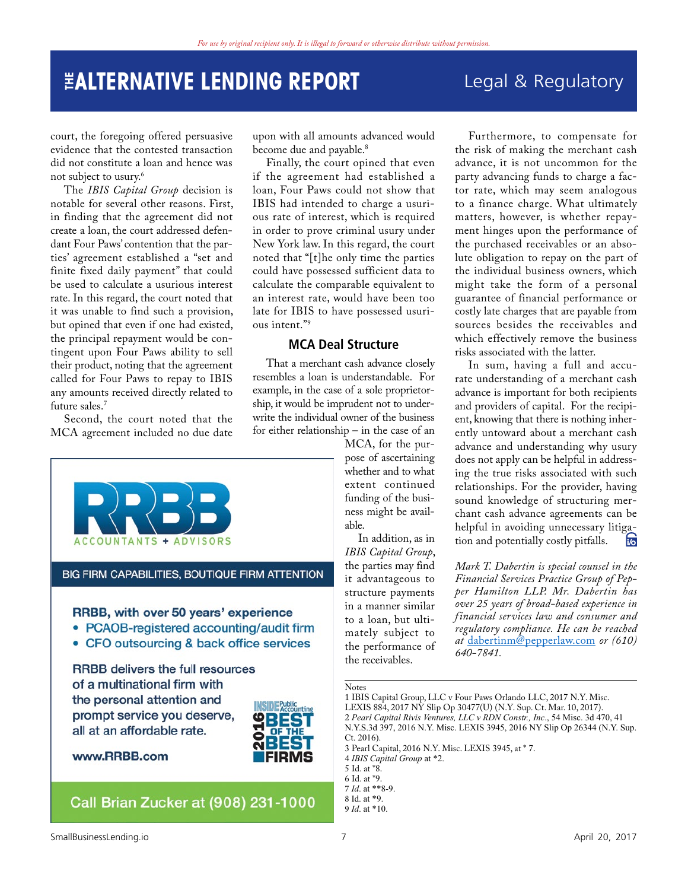court, the foregoing offered persuasive evidence that the contested transaction did not constitute a loan and hence was not subject to usury.[6]

The *IBIS Capital Group* decision is notable for several other reasons. First, in finding that the agreement did not create a loan, the court addressed defendant Four Paws' contention that the parties' agreement established a "set and finite fixed daily payment" that could be used to calculate a usurious interest rate. In this regard, the court noted that it was unable to find such a provision, but opined that even if one had existed, the principal repayment would be contingent upon Four Paws ability to sell their product, noting that the agreement called for Four Paws to repay to IBIS any amounts received directly related to future sales.[7]

Second, the court noted that the MCA agreement included no due date upon with all amounts advanced would become due and payable.[8]

Finally, the court opined that even if the agreement had established a loan, Four Paws could not show that IBIS had intended to charge a usurious rate of interest, which is required in order to prove criminal usury under New York law. In this regard, the court noted that "[t]he only time the parties could have possessed sufficient data to calculate the comparable equivalent to an interest rate, would have been too late for IBIS to have possessed usurious intent."[9]

### MCA Deal Structure

That a merchant cash advance closely resembles a loan is understandable. For example, in the case of a sole proprietorship, it would be imprudent not to underwrite the individual owner of the business for either relationship – in the case of an MCA, for the purpose of ascertaining whether and to what extent continued funding of the business might be available.

In addition, as in *IBIS Capital Group*, the parties may find it advantageous to structure payments in a manner similar to a loan, but ultimately subject to the performance of the receivables.

Furthermore, to compensate for the risk of making the merchant cash advance, it is not uncommon for the party advancing funds to charge a factor rate, which may seem analogous to a finance charge. What ultimately matters, however, is whether repayment hinges upon the performance of the purchased receivables or an absolute obligation to repay on the part of the individual business owners, which might take the form of a personal guarantee of financial performance or costly late charges that are payable from sources besides the receivables and which effectively remove the business risks associated with the latter.

In sum, having a full and accurate understanding of a merchant cash advance is important for both recipients and providers of capital. For the recipient, knowing that there is nothing inherently untoward about a merchant cash advance and understanding why usury does not apply can be helpful in addressing the true risks associated with such relationships. For the provider, having sound knowledge of structuring merchant cash advance agreements can be helpful in avoiding unnecessary litigation and potentially costly pitfalls.

*Mark T. Dabertin is special counsel in the Financial Services Practice Group of Pepper Hamilton LLP. Mr. Dabertin has over 25 years of broad-based experience in financial services law and consumer and regulatory compliance. He can be reached at dabertinm@pepperlaw.com or (610) 640-7841.*

RRBB ACCOUNTANTS + ADVISORS

BIG FIRM CAPABILITIES, BOUTIQUE FIRM ATTENTION

RRBB, with over 50 years' experience
- PCAOB-registered accounting/audit firm
- CFO outsourcing & back office services

RRBB delivers the full resources of a multinational firm with the personal attention and prompt service you deserve, all at an affordable rate.

www.RRBB.com

INSIDE Public Accounting 2016 BEST OF THE BEST FIRMS

Call Brian Zucker at (908) 231-1000

Notes

1 IBIS Capital Group, LLC v Four Paws Orlando LLC, 2017 N.Y. Misc. LEXIS 884, 2017 NY Slip Op 30477(U) (N.Y. Sup. Ct. Mar. 10, 2017).
2 *Pearl Capital Rivis Ventures, LLC v RDN Constr., Inc*., 54 Misc. 3d 470, 41 N.Y.S.3d 397, 2016 N.Y. Misc. LEXIS 3945, 2016 NY Slip Op 26344 (N.Y. Sup. Ct. 2016).
3 Pearl Capital, 2016 N.Y. Misc. LEXIS 3945, at * 7.
4 *IBIS Capital Group* at *2.
5 Id. at *8.
6 Id. at *9.
7 *Id.* at **8-9.
8 Id. at *9.
9 *Id.* at *10.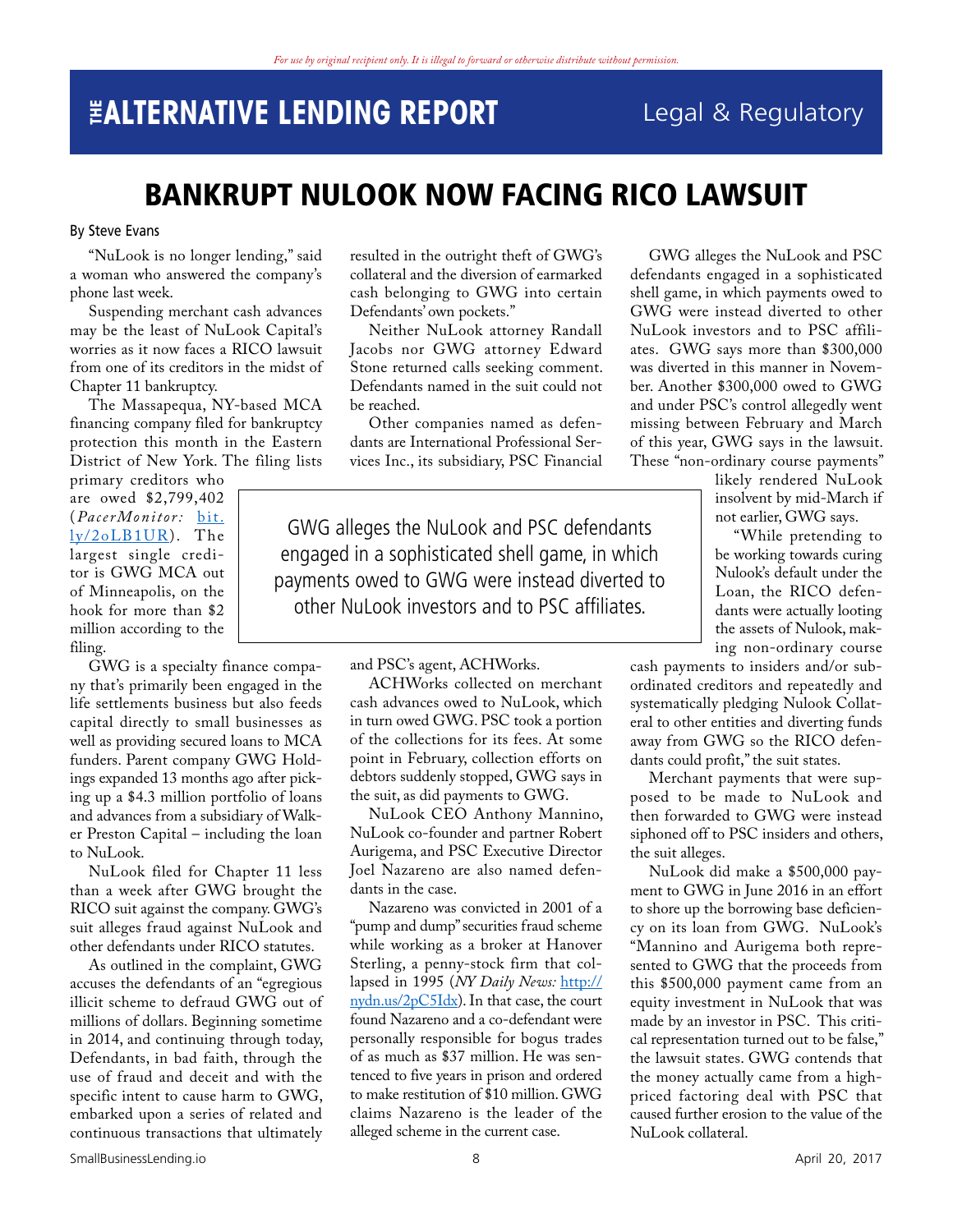# BANKRUPT NULOOK NOW FACING RICO LAWSUIT

By Steve Evans

"NuLook is no longer lending," said a woman who answered the company's phone last week.

Suspending merchant cash advances may be the least of NuLook Capital's worries as it now faces a RICO lawsuit from one of its creditors in the midst of Chapter 11 bankruptcy.

The Massapequa, NY-based MCA financing company filed for bankruptcy protection this month in the Eastern District of New York. The filing lists primary creditors who are owed $2,799,402 (*PacerMonitor:* [bit.ly/2oLB1UR](bit.ly/2oLB1UR)). The largest single creditor is GWG MCA out of Minneapolis, on the hook for more than $2 million according to the filing.

GWG is a specialty finance company that's primarily been engaged in the life settlements business but also feeds capital directly to small businesses as well as providing secured loans to MCA funders. Parent company GWG Holdings expanded 13 months ago after picking up a $4.3 million portfolio of loans and advances from a subsidiary of Walker Preston Capital – including the loan to NuLook.

NuLook filed for Chapter 11 less than a week after GWG brought the RICO suit against the company. GWG's suit alleges fraud against NuLook and other defendants under RICO statutes.

As outlined in the complaint, GWG accuses the defendants of an "egregious illicit scheme to defraud GWG out of millions of dollars. Beginning sometime in 2014, and continuing through today, Defendants, in bad faith, through the use of fraud and deceit and with the specific intent to cause harm to GWG, embarked upon a series of related and continuous transactions that ultimately resulted in the outright theft of GWG's collateral and the diversion of earmarked cash belonging to GWG into certain Defendants' own pockets."

Neither NuLook attorney Randall Jacobs nor GWG attorney Edward Stone returned calls seeking comment. Defendants named in the suit could not be reached.

Other companies named as defendants are International Professional Services Inc., its subsidiary, PSC Financial and PSC's agent, ACHWorks.

> GWG alleges the NuLook and PSC defendants engaged in a sophisticated shell game, in which payments owed to GWG were instead diverted to other NuLook investors and to PSC affiliates.

ACHWorks collected on merchant cash advances owed to NuLook, which in turn owed GWG. PSC took a portion of the collections for its fees. At some point in February, collection efforts on debtors suddenly stopped, GWG says in the suit, as did payments to GWG.

NuLook CEO Anthony Mannino, NuLook co-founder and partner Robert Aurigema, and PSC Executive Director Joel Nazareno are also named defendants in the case.

Nazareno was convicted in 2001 of a "pump and dump" securities fraud scheme while working as a broker at Hanover Sterling, a penny-stock firm that collapsed in 1995 (*NY Daily News:* [http://nydn.us/2pC5Idx](http://nydn.us/2pC5Idx)). In that case, the court found Nazareno and a co-defendant were personally responsible for bogus trades of as much as $37 million. He was sentenced to five years in prison and ordered to make restitution of $10 million. GWG claims Nazareno is the leader of the alleged scheme in the current case.

GWG alleges the NuLook and PSC defendants engaged in a sophisticated shell game, in which payments owed to GWG were instead diverted to other NuLook investors and to PSC affiliates. GWG says more than $300,000 was diverted in this manner in November. Another $300,000 owed to GWG and under PSC's control allegedly went missing between February and March of this year, GWG says in the lawsuit. These "non-ordinary course payments" likely rendered NuLook insolvent by mid-March if not earlier, GWG says.

"While pretending to be working towards curing Nulook's default under the Loan, the RICO defendants were actually looting the assets of Nulook, making non-ordinary course cash payments to insiders and/or subordinated creditors and repeatedly and systematically pledging Nulook Collateral to other entities and diverting funds away from GWG so the RICO defendants could profit," the suit states.

Merchant payments that were supposed to be made to NuLook and then forwarded to GWG were instead siphoned off to PSC insiders and others, the suit alleges.

NuLook did make a $500,000 payment to GWG in June 2016 in an effort to shore up the borrowing base deficiency on its loan from GWG. NuLook's "Mannino and Aurigema both represented to GWG that the proceeds from this $500,000 payment came from an equity investment in NuLook that was made by an investor in PSC. This critical representation turned out to be false," the lawsuit states. GWG contends that the money actually came from a high-priced factoring deal with PSC that caused further erosion to the value of the NuLook collateral.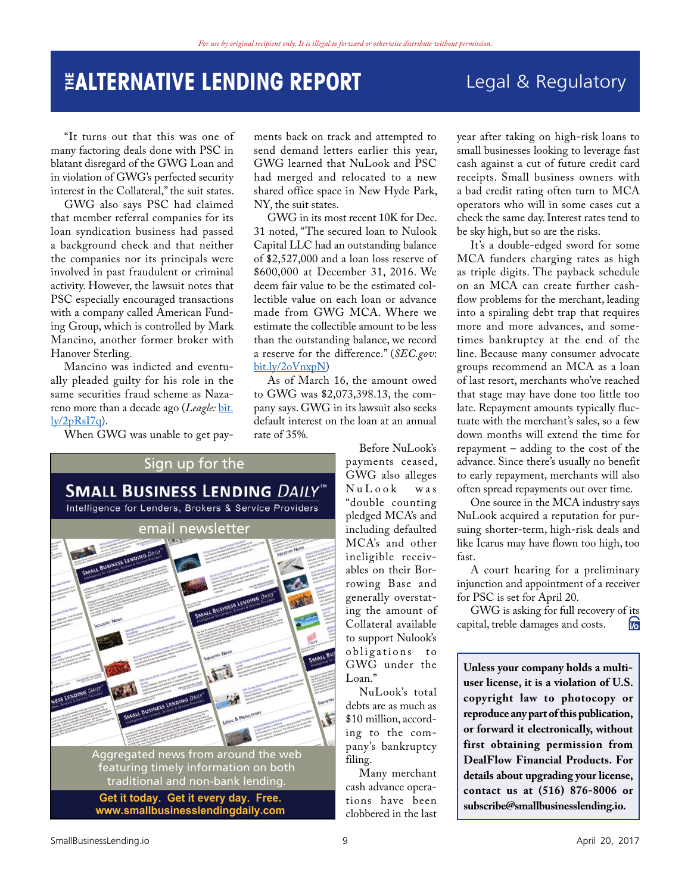"It turns out that this was one of many factoring deals done with PSC in blatant disregard of the GWG Loan and in violation of GWG's perfected security interest in the Collateral," the suit states.

GWG also says PSC had claimed that member referral companies for its loan syndication business had passed a background check and that neither the companies nor its principals were involved in past fraudulent or criminal activity. However, the lawsuit notes that PSC especially encouraged transactions with a company called American Funding Group, which is controlled by Mark Mancino, another former broker with Hanover Sterling.

Mancino was indicted and eventually pleaded guilty for his role in the same securities fraud scheme as Nazareno more than a decade ago (*Leagle:* bit.ly/2pRsI7q).

When GWG was unable to get payments back on track and attempted to send demand letters earlier this year, GWG learned that NuLook and PSC had merged and relocated to a new shared office space in New Hyde Park, NY, the suit states.

GWG in its most recent 10K for Dec. 31 noted, "The secured loan to Nulook Capital LLC had an outstanding balance of $2,527,000 and a loan loss reserve of $600,000 at December 31, 2016. We deem fair value to be the estimated collectible value on each loan or advance made from GWG MCA. Where we estimate the collectible amount to be less than the outstanding balance, we record a reserve for the difference." (*SEC.gov*: bit.ly/2oVnxpN)

As of March 16, the amount owed to GWG was $2,073,398.13, the company says. GWG in its lawsuit also seeks default interest on the loan at an annual rate of 35%.

Before NuLook's payments ceased, GWG also alleges NuLook was "double counting pledged MCA's and including defaulted MCA's and other ineligible receivables on their Borrowing Base and generally overstating the amount of Collateral available to support Nulook's obligations to GWG under the Loan."

NuLook's total debts are as much as $10 million, according to the company's bankruptcy filing.

Many merchant cash advance operations have been clobbered in the last year after taking on high-risk loans to small businesses looking to leverage fast cash against a cut of future credit card receipts. Small business owners with a bad credit rating often turn to MCA operators who will in some cases cut a check the same day. Interest rates tend to be sky high, but so are the risks.

It's a double-edged sword for some MCA funders charging rates as high as triple digits. The payback schedule on an MCA can create further cash-flow problems for the merchant, leading into a spiraling debt trap that requires more and more advances, and sometimes bankruptcy at the end of the line. Because many consumer advocate groups recommend an MCA as a loan of last resort, merchants who've reached that stage may have done too little too late. Repayment amounts typically fluctuate with the merchant's sales, so a few down months will extend the time for repayment – adding to the cost of the advance. Since there's usually no benefit to early repayment, merchants will also often spread repayments out over time.

One source in the MCA industry says NuLook acquired a reputation for pursuing shorter-term, high-risk deals and like Icarus may have flown too high, too fast.

A court hearing for a preliminary injunction and appointment of a receiver for PSC is set for April 20.

GWG is asking for full recovery of its capital, treble damages and costs.

Sign up for the

**SMALL BUSINESS LENDING DAILY™**

Intelligence for Lenders, Brokers & Service Providers

email newsletter

Aggregated news from around the web featuring timely information on both traditional and non-bank lending.

**Get it today. Get it every day. Free.**
**www.smallbusinesslendingdaily.com**

**Unless your company holds a multi-user license, it is a violation of U.S. copyright law to photocopy or reproduce any part of this publication, or forward it electronically, without first obtaining permission from DealFlow Financial Products. For details about upgrading your license, contact us at (516) 876-8006 or subscribe@smallbusinesslending.io.**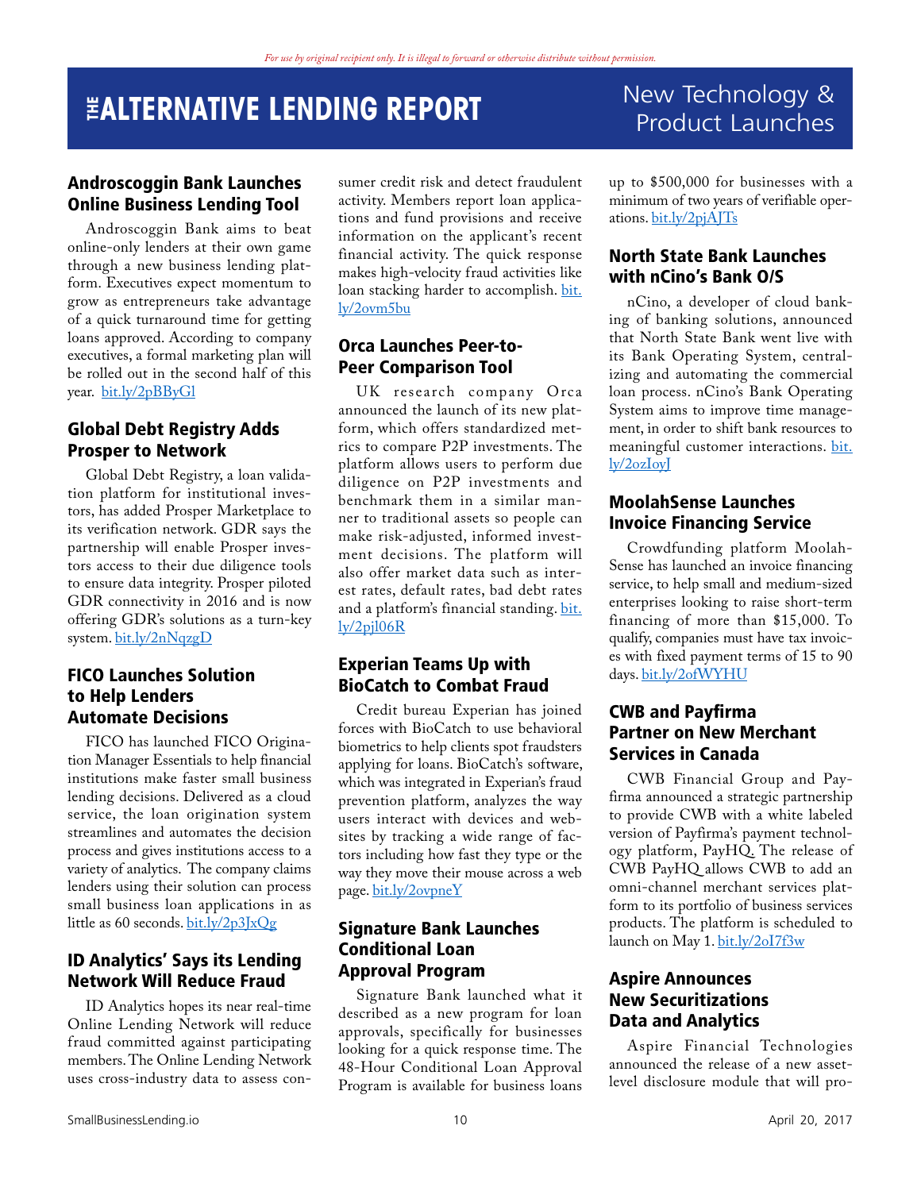# New Technology & Product Launches

## Androscoggin Bank Launches Online Business Lending Tool

Androscoggin Bank aims to beat online-only lenders at their own game through a new business lending platform. Executives expect momentum to grow as entrepreneurs take advantage of a quick turnaround time for getting loans approved. According to company executives, a formal marketing plan will be rolled out in the second half of this year. bit.ly/2pBByGl

## Global Debt Registry Adds Prosper to Network

Global Debt Registry, a loan validation platform for institutional investors, has added Prosper Marketplace to its verification network. GDR says the partnership will enable Prosper investors access to their due diligence tools to ensure data integrity. Prosper piloted GDR connectivity in 2016 and is now offering GDR's solutions as a turn-key system. bit.ly/2nNqzgD

## FICO Launches Solution to Help Lenders Automate Decisions

FICO has launched FICO Origination Manager Essentials to help financial institutions make faster small business lending decisions. Delivered as a cloud service, the loan origination system streamlines and automates the decision process and gives institutions access to a variety of analytics. The company claims lenders using their solution can process small business loan applications in as little as 60 seconds. bit.ly/2p3JxQg

## ID Analytics' Says its Lending Network Will Reduce Fraud

ID Analytics hopes its near real-time Online Lending Network will reduce fraud committed against participating members. The Online Lending Network uses cross-industry data to assess consumer credit risk and detect fraudulent activity. Members report loan applications and fund provisions and receive information on the applicant's recent financial activity. The quick response makes high-velocity fraud activities like loan stacking harder to accomplish. bit.ly/2ovm5bu

## Orca Launches Peer-to-Peer Comparison Tool

UK research company Orca announced the launch of its new platform, which offers standardized metrics to compare P2P investments. The platform allows users to perform due diligence on P2P investments and benchmark them in a similar manner to traditional assets so people can make risk-adjusted, informed investment decisions. The platform will also offer market data such as interest rates, default rates, bad debt rates and a platform's financial standing. bit.ly/2pjl06R

## Experian Teams Up with BioCatch to Combat Fraud

Credit bureau Experian has joined forces with BioCatch to use behavioral biometrics to help clients spot fraudsters applying for loans. BioCatch's software, which was integrated in Experian's fraud prevention platform, analyzes the way users interact with devices and websites by tracking a wide range of factors including how fast they type or the way they move their mouse across a web page. bit.ly/2ovpneY

## Signature Bank Launches Conditional Loan Approval Program

Signature Bank launched what it described as a new program for loan approvals, specifically for businesses looking for a quick response time. The 48-Hour Conditional Loan Approval Program is available for business loans up to $500,000 for businesses with a minimum of two years of verifiable operations. bit.ly/2pjAJTs

## North State Bank Launches with nCino's Bank O/S

nCino, a developer of cloud banking of banking solutions, announced that North State Bank went live with its Bank Operating System, centralizing and automating the commercial loan process. nCino's Bank Operating System aims to improve time management, in order to shift bank resources to meaningful customer interactions. bit.ly/2ozIoyJ

## MoolahSense Launches Invoice Financing Service

Crowdfunding platform MoolahSense has launched an invoice financing service, to help small and medium-sized enterprises looking to raise short-term financing of more than $15,000. To qualify, companies must have tax invoices with fixed payment terms of 15 to 90 days. bit.ly/2ofWYHU

## CWB and Payfirma Partner on New Merchant Services in Canada

CWB Financial Group and Payfirma announced a strategic partnership to provide CWB with a white labeled version of Payfirma's payment technology platform, PayHQ. The release of CWB PayHQ allows CWB to add an omni-channel merchant services platform to its portfolio of business services products. The platform is scheduled to launch on May 1. bit.ly/2oI7f3w

## Aspire Announces New Securitizations Data and Analytics

Aspire Financial Technologies announced the release of a new asset-level disclosure module that will pro-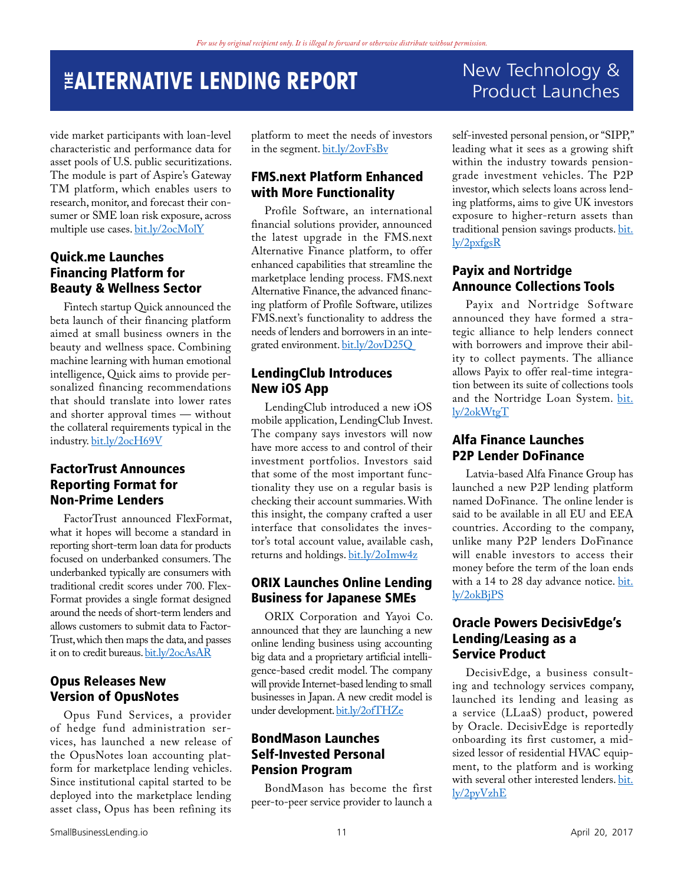vide market participants with loan-level characteristic and performance data for asset pools of U.S. public securitizations. The module is part of Aspire's Gateway TM platform, which enables users to research, monitor, and forecast their consumer or SME loan risk exposure, across multiple use cases. bit.ly/2ocMolY

## Quick.me Launches Financing Platform for Beauty & Wellness Sector

Fintech startup Quick announced the beta launch of their financing platform aimed at small business owners in the beauty and wellness space. Combining machine learning with human emotional intelligence, Quick aims to provide personalized financing recommendations that should translate into lower rates and shorter approval times — without the collateral requirements typical in the industry. bit.ly/2ocH69V

## FactorTrust Announces Reporting Format for Non-Prime Lenders

FactorTrust announced FlexFormat, what it hopes will become a standard in reporting short-term loan data for products focused on underbanked consumers. The underbanked typically are consumers with traditional credit scores under 700. FlexFormat provides a single format designed around the needs of short-term lenders and allows customers to submit data to FactorTrust, which then maps the data, and passes it on to credit bureaus. bit.ly/2ocAsAR

## Opus Releases New Version of OpusNotes

Opus Fund Services, a provider of hedge fund administration services, has launched a new release of the OpusNotes loan accounting platform for marketplace lending vehicles. Since institutional capital started to be deployed into the marketplace lending asset class, Opus has been refining its platform to meet the needs of investors in the segment. bit.ly/2ovFsBv

## FMS.next Platform Enhanced with More Functionality

Profile Software, an international financial solutions provider, announced the latest upgrade in the FMS.next Alternative Finance platform, to offer enhanced capabilities that streamline the marketplace lending process. FMS.next Alternative Finance, the advanced financing platform of Profile Software, utilizes FMS.next's functionality to address the needs of lenders and borrowers in an integrated environment. bit.ly/2ovD25Q

## LendingClub Introduces New iOS App

LendingClub introduced a new iOS mobile application, LendingClub Invest. The company says investors will now have more access to and control of their investment portfolios. Investors said that some of the most important functionality they use on a regular basis is checking their account summaries. With this insight, the company crafted a user interface that consolidates the investor's total account value, available cash, returns and holdings. bit.ly/2oImw4z

## ORIX Launches Online Lending Business for Japanese SMEs

ORIX Corporation and Yayoi Co. announced that they are launching a new online lending business using accounting big data and a proprietary artificial intelligence-based credit model. The company will provide Internet-based lending to small businesses in Japan. A new credit model is under development. bit.ly/2ofTHZe

## BondMason Launches Self-Invested Personal Pension Program

BondMason has become the first peer-to-peer service provider to launch a self-invested personal pension, or "SIPP," leading what it sees as a growing shift within the industry towards pension-grade investment vehicles. The P2P investor, which selects loans across lending platforms, aims to give UK investors exposure to higher-return assets than traditional pension savings products. bit.ly/2pxfgsR

## Payix and Nortridge Announce Collections Tools

Payix and Nortridge Software announced they have formed a strategic alliance to help lenders connect with borrowers and improve their ability to collect payments. The alliance allows Payix to offer real-time integration between its suite of collections tools and the Nortridge Loan System. bit.ly/2okWtgT

## Alfa Finance Launches P2P Lender DoFinance

Latvia-based Alfa Finance Group has launched a new P2P lending platform named DoFinance. The online lender is said to be available in all EU and EEA countries. According to the company, unlike many P2P lenders DoFinance will enable investors to access their money before the term of the loan ends with a 14 to 28 day advance notice. bit.ly/2okBjPS

## Oracle Powers DecisivEdge's Lending/Leasing as a Service Product

DecisivEdge, a business consulting and technology services company, launched its lending and leasing as a service (LLaaS) product, powered by Oracle. DecisivEdge is reportedly onboarding its first customer, a mid-sized lessor of residential HVAC equipment, to the platform and is working with several other interested lenders. bit.ly/2pyVzhE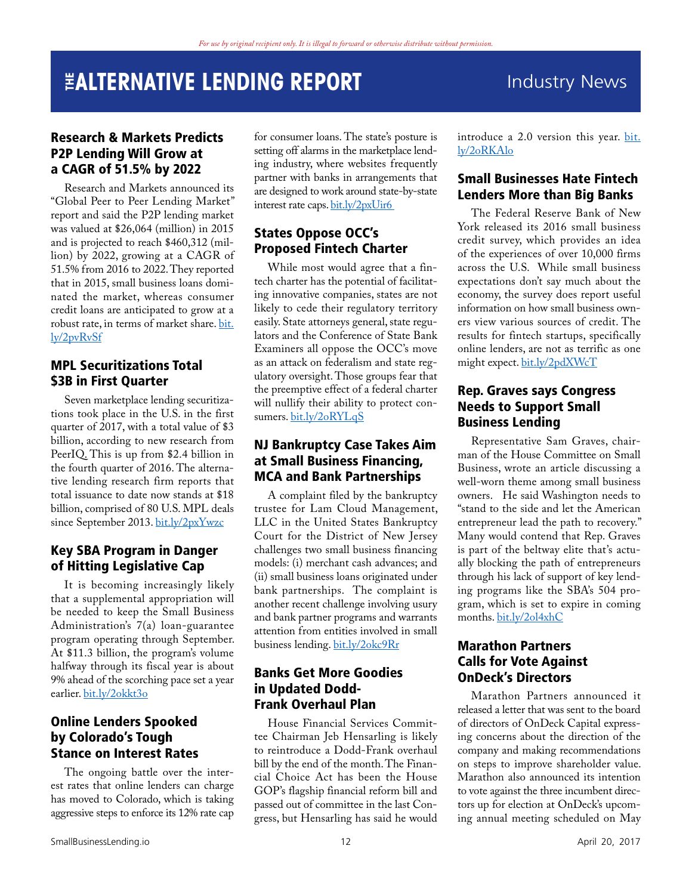# THE ALTERNATIVE LENDING REPORT — Industry News

## Research & Markets Predicts P2P Lending Will Grow at a CAGR of 51.5% by 2022

Research and Markets announced its "Global Peer to Peer Lending Market" report and said the P2P lending market was valued at $26,064 (million) in 2015 and is projected to reach $460,312 (million) by 2022, growing at a CAGR of 51.5% from 2016 to 2022. They reported that in 2015, small business loans dominated the market, whereas consumer credit loans are anticipated to grow at a robust rate, in terms of market share. bit.ly/2pvRvSf

## MPL Securitizations Total $3B in First Quarter

Seven marketplace lending securitizations took place in the U.S. in the first quarter of 2017, with a total value of $3 billion, according to new research from PeerIQ. This is up from $2.4 billion in the fourth quarter of 2016. The alternative lending research firm reports that total issuance to date now stands at $18 billion, comprised of 80 U.S. MPL deals since September 2013. bit.ly/2pxYwzc

## Key SBA Program in Danger of Hitting Legislative Cap

It is becoming increasingly likely that a supplemental appropriation will be needed to keep the Small Business Administration's 7(a) loan-guarantee program operating through September. At $11.3 billion, the program's volume halfway through its fiscal year is about 9% ahead of the scorching pace set a year earlier. bit.ly/2okkt3o

## Online Lenders Spooked by Colorado's Tough Stance on Interest Rates

The ongoing battle over the interest rates that online lenders can charge has moved to Colorado, which is taking aggressive steps to enforce its 12% rate cap for consumer loans. The state's posture is setting off alarms in the marketplace lending industry, where websites frequently partner with banks in arrangements that are designed to work around state-by-state interest rate caps. bit.ly/2pxUir6

## States Oppose OCC's Proposed Fintech Charter

While most would agree that a fintech charter has the potential of facilitating innovative companies, states are not likely to cede their regulatory territory easily. State attorneys general, state regulators and the Conference of State Bank Examiners all oppose the OCC's move as an attack on federalism and state regulatory oversight. Those groups fear that the preemptive effect of a federal charter will nullify their ability to protect consumers. bit.ly/2oRYLqS

## NJ Bankruptcy Case Takes Aim at Small Business Financing, MCA and Bank Partnerships

A complaint filed by the bankruptcy trustee for Lam Cloud Management, LLC in the United States Bankruptcy Court for the District of New Jersey challenges two small business financing models: (i) merchant cash advances; and (ii) small business loans originated under bank partnerships. The complaint is another recent challenge involving usury and bank partner programs and warrants attention from entities involved in small business lending. bit.ly/2okc9Rr

## Banks Get More Goodies in Updated Dodd-Frank Overhaul Plan

House Financial Services Committee Chairman Jeb Hensarling is likely to reintroduce a Dodd-Frank overhaul bill by the end of the month. The Financial Choice Act has been the House GOP's flagship financial reform bill and passed out of committee in the last Congress, but Hensarling has said he would introduce a 2.0 version this year. bit.ly/2oRKAlo

## Small Businesses Hate Fintech Lenders More than Big Banks

The Federal Reserve Bank of New York released its 2016 small business credit survey, which provides an idea of the experiences of over 10,000 firms across the U.S. While small business expectations don't say much about the economy, the survey does report useful information on how small business owners view various sources of credit. The results for fintech startups, specifically online lenders, are not as terrific as one might expect. bit.ly/2pdXWcT

## Rep. Graves says Congress Needs to Support Small Business Lending

Representative Sam Graves, chairman of the House Committee on Small Business, wrote an article discussing a well-worn theme among small business owners. He said Washington needs to "stand to the side and let the American entrepreneur lead the path to recovery." Many would contend that Rep. Graves is part of the beltway elite that's actually blocking the path of entrepreneurs through his lack of support of key lending programs like the SBA's 504 program, which is set to expire in coming months. bit.ly/2ol4xhC

## Marathon Partners Calls for Vote Against OnDeck's Directors

Marathon Partners announced it released a letter that was sent to the board of directors of OnDeck Capital expressing concerns about the direction of the company and making recommendations on steps to improve shareholder value. Marathon also announced its intention to vote against the three incumbent directors up for election at OnDeck's upcoming annual meeting scheduled on May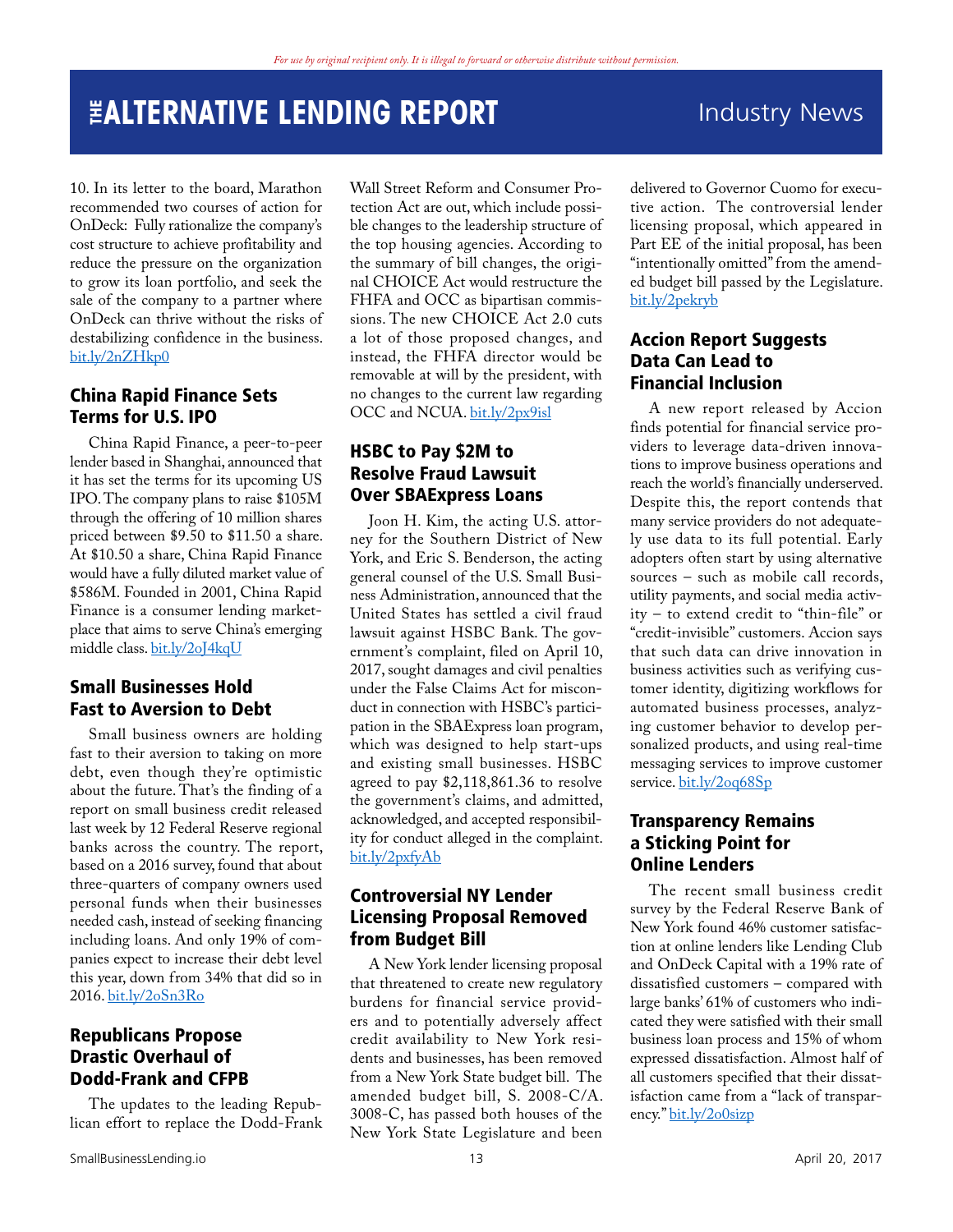10. In its letter to the board, Marathon recommended two courses of action for OnDeck: Fully rationalize the company's cost structure to achieve profitability and reduce the pressure on the organization to grow its loan portfolio, and seek the sale of the company to a partner where OnDeck can thrive without the risks of destabilizing confidence in the business. bit.ly/2nZHkp0

## China Rapid Finance Sets Terms for U.S. IPO

China Rapid Finance, a peer-to-peer lender based in Shanghai, announced that it has set the terms for its upcoming US IPO. The company plans to raise $105M through the offering of 10 million shares priced between $9.50 to $11.50 a share. At $10.50 a share, China Rapid Finance would have a fully diluted market value of $586M. Founded in 2001, China Rapid Finance is a consumer lending marketplace that aims to serve China's emerging middle class. bit.ly/2oJ4kqU

## Small Businesses Hold Fast to Aversion to Debt

Small business owners are holding fast to their aversion to taking on more debt, even though they're optimistic about the future. That's the finding of a report on small business credit released last week by 12 Federal Reserve regional banks across the country. The report, based on a 2016 survey, found that about three-quarters of company owners used personal funds when their businesses needed cash, instead of seeking financing including loans. And only 19% of companies expect to increase their debt level this year, down from 34% that did so in 2016. bit.ly/2oSn3Ro

## Republicans Propose Drastic Overhaul of Dodd-Frank and CFPB

The updates to the leading Republican effort to replace the Dodd-Frank Wall Street Reform and Consumer Protection Act are out, which include possible changes to the leadership structure of the top housing agencies. According to the summary of bill changes, the original CHOICE Act would restructure the FHFA and OCC as bipartisan commissions. The new CHOICE Act 2.0 cuts a lot of those proposed changes, and instead, the FHFA director would be removable at will by the president, with no changes to the current law regarding OCC and NCUA. bit.ly/2px9isl

## HSBC to Pay $2M to Resolve Fraud Lawsuit Over SBAExpress Loans

Joon H. Kim, the acting U.S. attorney for the Southern District of New York, and Eric S. Benderson, the acting general counsel of the U.S. Small Business Administration, announced that the United States has settled a civil fraud lawsuit against HSBC Bank. The government's complaint, filed on April 10, 2017, sought damages and civil penalties under the False Claims Act for misconduct in connection with HSBC's participation in the SBAExpress loan program, which was designed to help start-ups and existing small businesses. HSBC agreed to pay $2,118,861.36 to resolve the government's claims, and admitted, acknowledged, and accepted responsibility for conduct alleged in the complaint. bit.ly/2pxfyAb

## Controversial NY Lender Licensing Proposal Removed from Budget Bill

A New York lender licensing proposal that threatened to create new regulatory burdens for financial service providers and to potentially adversely affect credit availability to New York residents and businesses, has been removed from a New York State budget bill. The amended budget bill, S. 2008-C/A. 3008-C, has passed both houses of the New York State Legislature and been delivered to Governor Cuomo for executive action. The controversial lender licensing proposal, which appeared in Part EE of the initial proposal, has been "intentionally omitted" from the amended budget bill passed by the Legislature. bit.ly/2pekryb

## Accion Report Suggests Data Can Lead to Financial Inclusion

A new report released by Accion finds potential for financial service providers to leverage data-driven innovations to improve business operations and reach the world's financially underserved. Despite this, the report contends that many service providers do not adequately use data to its full potential. Early adopters often start by using alternative sources – such as mobile call records, utility payments, and social media activity – to extend credit to "thin-file" or "credit-invisible" customers. Accion says that such data can drive innovation in business activities such as verifying customer identity, digitizing workflows for automated business processes, analyzing customer behavior to develop personalized products, and using real-time messaging services to improve customer service. bit.ly/2oq68Sp

## Transparency Remains a Sticking Point for Online Lenders

The recent small business credit survey by the Federal Reserve Bank of New York found 46% customer satisfaction at online lenders like Lending Club and OnDeck Capital with a 19% rate of dissatisfied customers – compared with large banks' 61% of customers who indicated they were satisfied with their small business loan process and 15% of whom expressed dissatisfaction. Almost half of all customers specified that their dissatisfaction came from a "lack of transparency." bit.ly/2o0sizp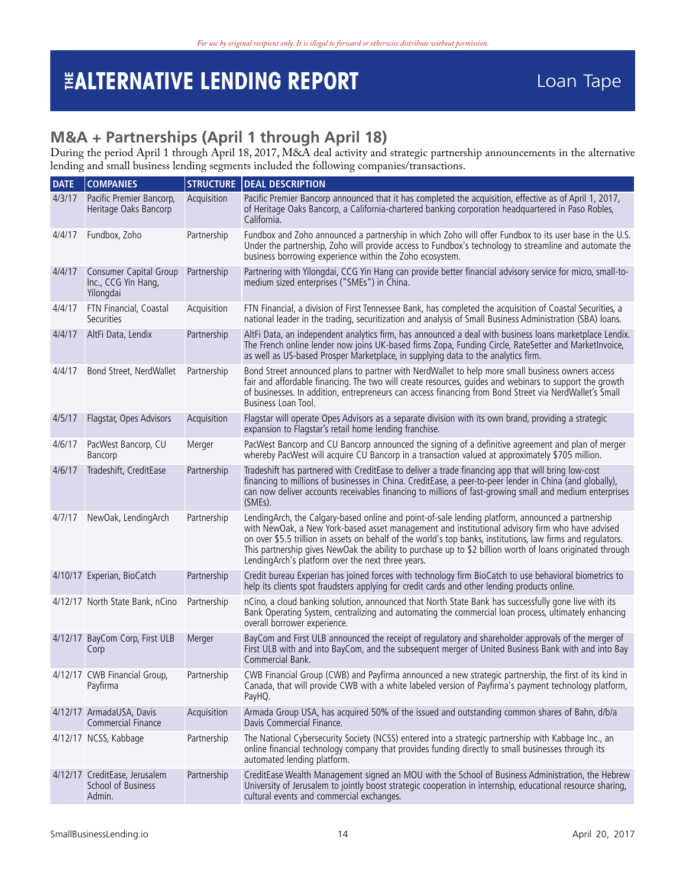## M&A + Partnerships (April 1 through April 18)

During the period April 1 through April 18, 2017, M&A deal activity and strategic partnership announcements in the alternative lending and small business lending segments included the following companies/transactions.

| DATE | COMPANIES | STRUCTURE | DEAL DESCRIPTION |
|---|---|---|---|
| 4/3/17 | Pacific Premier Bancorp, Heritage Oaks Bancorp | Acquisition | Pacific Premier Bancorp announced that it has completed the acquisition, effective as of April 1, 2017, of Heritage Oaks Bancorp, a California-chartered banking corporation headquartered in Paso Robles, California. |
| 4/4/17 | Fundbox, Zoho | Partnership | Fundbox and Zoho announced a partnership in which Zoho will offer Fundbox to its user base in the U.S. Under the partnership, Zoho will provide access to Fundbox's technology to streamline and automate the business borrowing experience within the Zoho ecosystem. |
| 4/4/17 | Consumer Capital Group Inc., CCG Yin Hang, Yilongdai | Partnership | Partnering with Yilongdai, CCG Yin Hang can provide better financial advisory service for micro, small-to-medium sized enterprises ("SMEs") in China. |
| 4/4/17 | FTN Financial, Coastal Securities | Acquisition | FTN Financial, a division of First Tennessee Bank, has completed the acquisition of Coastal Securities, a national leader in the trading, securitization and analysis of Small Business Administration (SBA) loans. |
| 4/4/17 | AltFi Data, Lendix | Partnership | AltFi Data, an independent analytics firm, has announced a deal with business loans marketplace Lendix. The French online lender now joins UK-based firms Zopa, Funding Circle, RateSetter and MarketInvoice, as well as US-based Prosper Marketplace, in supplying data to the analytics firm. |
| 4/4/17 | Bond Street, NerdWallet | Partnership | Bond Street announced plans to partner with NerdWallet to help more small business owners access fair and affordable financing. The two will create resources, guides and webinars to support the growth of businesses. In addition, entrepreneurs can access financing from Bond Street via NerdWallet's Small Business Loan Tool. |
| 4/5/17 | Flagstar, Opes Advisors | Acquisition | Flagstar will operate Opes Advisors as a separate division with its own brand, providing a strategic expansion to Flagstar's retail home lending franchise. |
| 4/6/17 | PacWest Bancorp, CU Bancorp | Merger | PacWest Bancorp and CU Bancorp announced the signing of a definitive agreement and plan of merger whereby PacWest will acquire CU Bancorp in a transaction valued at approximately $705 million. |
| 4/6/17 | Tradeshift, CreditEase | Partnership | Tradeshift has partnered with CreditEase to deliver a trade financing app that will bring low-cost financing to millions of businesses in China. CreditEase, a peer-to-peer lender in China (and globally), can now deliver accounts receivables financing to millions of fast-growing small and medium enterprises (SMEs). |
| 4/7/17 | NewOak, LendingArch | Partnership | LendingArch, the Calgary-based online and point-of-sale lending platform, announced a partnership with NewOak, a New York-based asset management and institutional advisory firm who have advised on over $5.5 trillion in assets on behalf of the world's top banks, institutions, law firms and regulators. This partnership gives NewOak the ability to purchase up to $2 billion worth of loans originated through LendingArch's platform over the next three years. |
| 4/10/17 | Experian, BioCatch | Partnership | Credit bureau Experian has joined forces with technology firm BioCatch to use behavioral biometrics to help its clients spot fraudsters applying for credit cards and other lending products online. |
| 4/12/17 | North State Bank, nCino | Partnership | nCino, a cloud banking solution, announced that North State Bank has successfully gone live with its Bank Operating System, centralizing and automating the commercial loan process, ultimately enhancing overall borrower experience. |
| 4/12/17 | BayCom Corp, First ULB Corp | Merger | BayCom and First ULB announced the receipt of regulatory and shareholder approvals of the merger of First ULB with and into BayCom, and the subsequent merger of United Business Bank with and into Bay Commercial Bank. |
| 4/12/17 | CWB Financial Group, Payfirma | Partnership | CWB Financial Group (CWB) and Payfirma announced a new strategic partnership, the first of its kind in Canada, that will provide CWB with a white labeled version of Payfirma's payment technology platform, PayHQ. |
| 4/12/17 | ArmadaUSA, Davis Commercial Finance | Acquisition | Armada Group USA, has acquired 50% of the issued and outstanding common shares of Bahn, d/b/a Davis Commercial Finance. |
| 4/12/17 | NCSS, Kabbage | Partnership | The National Cybersecurity Society (NCSS) entered into a strategic partnership with Kabbage Inc., an online financial technology company that provides funding directly to small businesses through its automated lending platform. |
| 4/12/17 | CreditEase, Jerusalem School of Business Admin. | Partnership | CreditEase Wealth Management signed an MOU with the School of Business Administration, the Hebrew University of Jerusalem to jointly boost strategic cooperation in internship, educational resource sharing, cultural events and commercial exchanges. |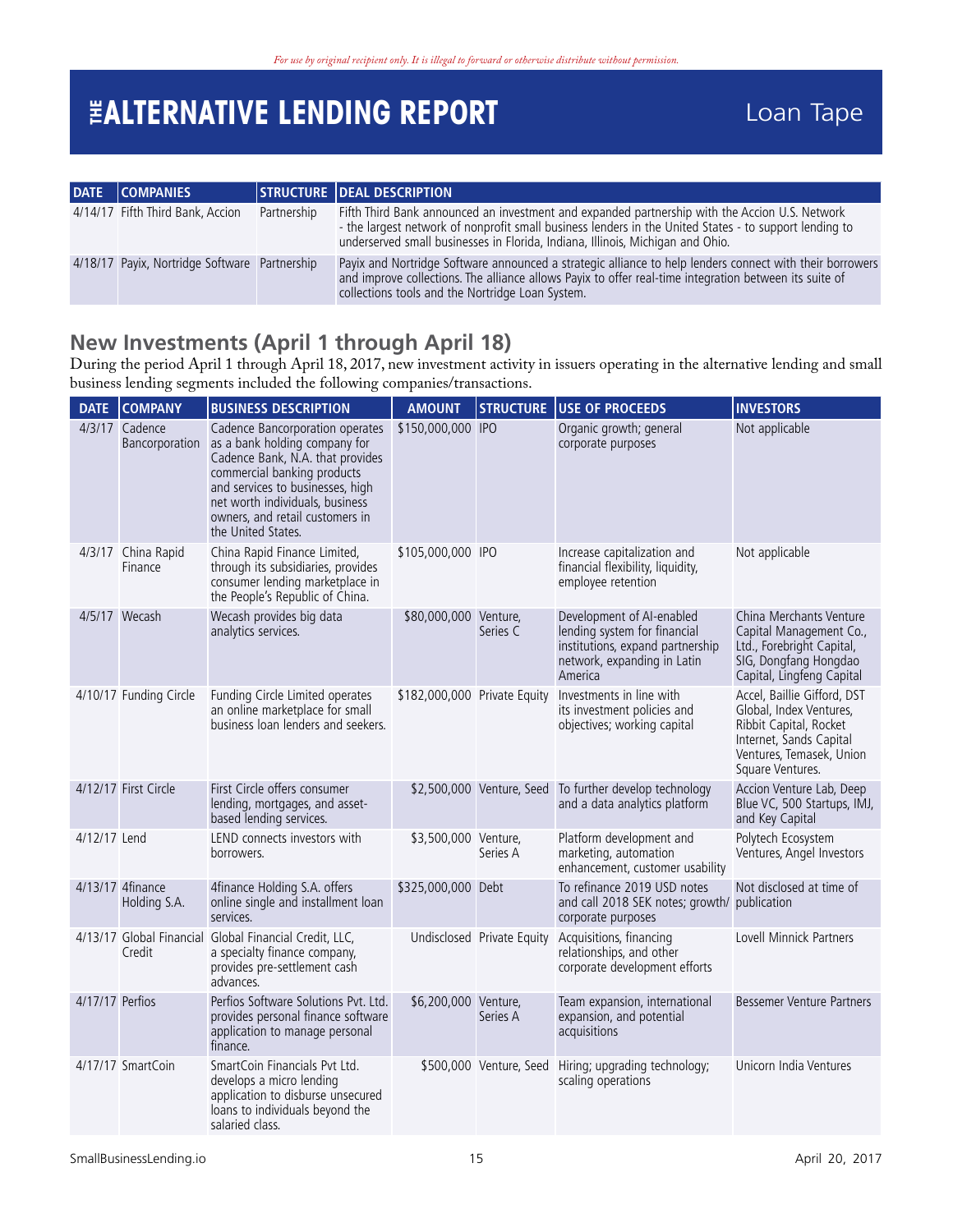| DATE | COMPANIES | STRUCTURE | DEAL DESCRIPTION |
|---|---|---|---|
| 4/14/17 | Fifth Third Bank, Accion | Partnership | Fifth Third Bank announced an investment and expanded partnership with the Accion U.S. Network - the largest network of nonprofit small business lenders in the United States - to support lending to underserved small businesses in Florida, Indiana, Illinois, Michigan and Ohio. |
| 4/18/17 | Payix, Nortridge Software | Partnership | Payix and Nortridge Software announced a strategic alliance to help lenders connect with their borrowers and improve collections. The alliance allows Payix to offer real-time integration between its suite of collections tools and the Nortridge Loan System. |

## New Investments (April 1 through April 18)

During the period April 1 through April 18, 2017, new investment activity in issuers operating in the alternative lending and small business lending segments included the following companies/transactions.

| DATE | COMPANY | BUSINESS DESCRIPTION | AMOUNT | STRUCTURE | USE OF PROCEEDS | INVESTORS |
|---|---|---|---|---|---|---|
| 4/3/17 | Cadence Bancorporation | Cadence Bancorporation operates as a bank holding company for Cadence Bank, N.A. that provides commercial banking products and services to businesses, high net worth individuals, business owners, and retail customers in the United States. | $150,000,000 | IPO | Organic growth; general corporate purposes | Not applicable |
| 4/3/17 | China Rapid Finance | China Rapid Finance Limited, through its subsidiaries, provides consumer lending marketplace in the People's Republic of China. | $105,000,000 | IPO | Increase capitalization and financial flexibility, liquidity, employee retention | Not applicable |
| 4/5/17 | Wecash | Wecash provides big data analytics services. | $80,000,000 | Venture, Series C | Development of AI-enabled lending system for financial institutions, expand partnership network, expanding in Latin America | China Merchants Venture Capital Management Co., Ltd., Forebright Capital, SIG, Dongfang Hongdao Capital, Lingfeng Capital |
| 4/10/17 | Funding Circle | Funding Circle Limited operates an online marketplace for small business loan lenders and seekers. | $182,000,000 | Private Equity | Investments in line with its investment policies and objectives; working capital | Accel, Baillie Gifford, DST Global, Index Ventures, Ribbit Capital, Rocket Internet, Sands Capital Ventures, Temasek, Union Square Ventures. |
| 4/12/17 | First Circle | First Circle offers consumer lending, mortgages, and asset-based lending services. | $2,500,000 | Venture, Seed | To further develop technology and a data analytics platform | Accion Venture Lab, Deep Blue VC, 500 Startups, IMJ, and Key Capital |
| 4/12/17 | Lend | LEND connects investors with borrowers. | $3,500,000 | Venture, Series A | Platform development and marketing, automation enhancement, customer usability | Polytech Ecosystem Ventures, Angel Investors |
| 4/13/17 | 4finance Holding S.A. | 4finance Holding S.A. offers online single and installment loan services. | $325,000,000 | Debt | To refinance 2019 USD notes and call 2018 SEK notes; growth/ corporate purposes | Not disclosed at time of publication |
| 4/13/17 | Global Financial Credit | Global Financial Credit, LLC, a specialty finance company, provides pre-settlement cash advances. | Undisclosed | Private Equity | Acquisitions, financing relationships, and other corporate development efforts | Lovell Minnick Partners |
| 4/17/17 | Perfios | Perfios Software Solutions Pvt. Ltd. provides personal finance software application to manage personal finance. | $6,200,000 | Venture, Series A | Team expansion, international expansion, and potential acquisitions | Bessemer Venture Partners |
| 4/17/17 | SmartCoin | SmartCoin Financials Pvt Ltd. develops a micro lending application to disburse unsecured loans to individuals beyond the salaried class. | $500,000 | Venture, Seed | Hiring; upgrading technology; scaling operations | Unicorn India Ventures |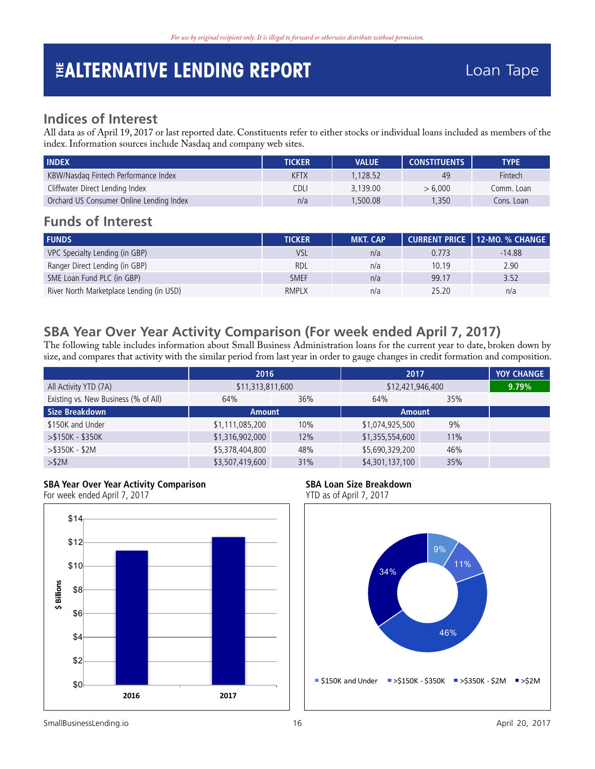*For use by original recipient only. It is illegal to forward or otherwise distribute without permission.*

# THE ALTERNATIVE LENDING REPORT — Loan Tape

## Indices of Interest

All data as of April 19, 2017 or last reported date. Constituents refer to either stocks or individual loans included as members of the index. Information sources include Nasdaq and company web sites.

| INDEX | TICKER | VALUE | CONSTITUENTS | TYPE |
|---|---|---|---|---|
| KBW/Nasdaq Fintech Performance Index | KFTX | 1,128.52 | 49 | Fintech |
| Cliffwater Direct Lending Index | CDLI | 3,139.00 | > 6,000 | Comm. Loan |
| Orchard US Consumer Online Lending Index | n/a | 1,500.08 | 1,350 | Cons. Loan |

## Funds of Interest

| FUNDS | TICKER | MKT. CAP | CURRENT PRICE | 12-MO. % CHANGE |
|---|---|---|---|---|
| VPC Specialty Lending (in GBP) | VSL | n/a | 0.773 | -14.88 |
| Ranger Direct Lending (in GBP) | RDL | n/a | 10.19 | 2.90 |
| SME Loan Fund PLC (in GBP) | SMEF | n/a | 99.17 | 3.52 |
| River North Marketplace Lending (in USD) | RMPLX | n/a | 25.20 | n/a |

## SBA Year Over Year Activity Comparison (For week ended April 7, 2017)

The following table includes information about Small Business Administration loans for the current year to date, broken down by size, and compares that activity with the similar period from last year in order to gauge changes in credit formation and composition.

| | 2016 | | 2017 | | YOY CHANGE |
|---|---|---|---|---|---|
| All Activity YTD (7A) | $11,313,811,600 | | $12,421,946,400 | | 9.79% |
| Existing vs. New Business (% of All) | 64% | 36% | 64% | 35% | |
| **Size Breakdown** | **Amount** | | **Amount** | | |
| $150K and Under | $1,111,085,200 | 10% | $1,074,925,500 | 9% | |
| >$150K - $350K | $1,316,902,000 | 12% | $1,355,554,600 | 11% | |
| >$350K - $2M | $5,378,404,800 | 48% | $5,690,329,200 | 46% | |
| >$2M | $3,507,419,600 | 31% | $4,301,137,100 | 35% | |

**SBA Year Over Year Activity Comparison**
For week ended April 7, 2017

**SBA Loan Size Breakdown**
YTD as of April 7, 2017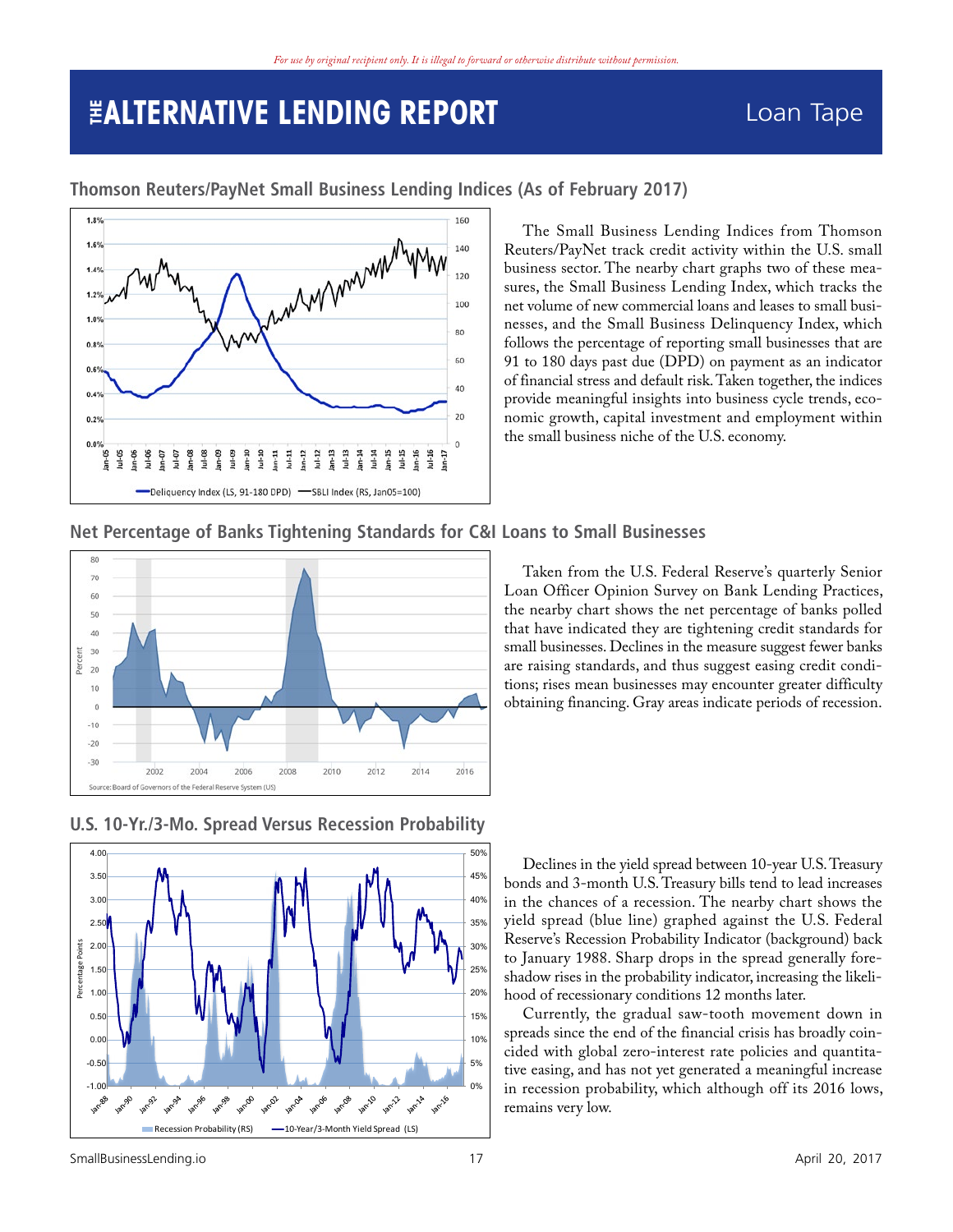*For use by original recipient only. It is illegal to forward or otherwise distribute without permission.*

# THE ALTERNATIVE LENDING REPORT

Loan Tape

## Thomson Reuters/PayNet Small Business Lending Indices (As of February 2017)

The Small Business Lending Indices from Thomson Reuters/PayNet track credit activity within the U.S. small business sector. The nearby chart graphs two of these measures, the Small Business Lending Index, which tracks the net volume of new commercial loans and leases to small businesses, and the Small Business Delinquency Index, which follows the percentage of reporting small businesses that are 91 to 180 days past due (DPD) on payment as an indicator of financial stress and default risk. Taken together, the indices provide meaningful insights into business cycle trends, economic growth, capital investment and employment within the small business niche of the U.S. economy.

## Net Percentage of Banks Tightening Standards for C&I Loans to Small Businesses

Taken from the U.S. Federal Reserve's quarterly Senior Loan Officer Opinion Survey on Bank Lending Practices, the nearby chart shows the net percentage of banks polled that have indicated they are tightening credit standards for small businesses. Declines in the measure suggest fewer banks are raising standards, and thus suggest easing credit conditions; rises mean businesses may encounter greater difficulty obtaining financing. Gray areas indicate periods of recession.

## U.S. 10-Yr./3-Mo. Spread Versus Recession Probability

Declines in the yield spread between 10-year U.S. Treasury bonds and 3-month U.S. Treasury bills tend to lead increases in the chances of a recession. The nearby chart shows the yield spread (blue line) graphed against the U.S. Federal Reserve's Recession Probability Indicator (background) back to January 1988. Sharp drops in the spread generally foreshadow rises in the probability indicator, increasing the likelihood of recessionary conditions 12 months later.

Currently, the gradual saw-tooth movement down in spreads since the end of the financial crisis has broadly coincided with global zero-interest rate policies and quantitative easing, and has not yet generated a meaningful increase in recession probability, which although off its 2016 lows, remains very low.

SmallBusinessLending.io

April 20, 2017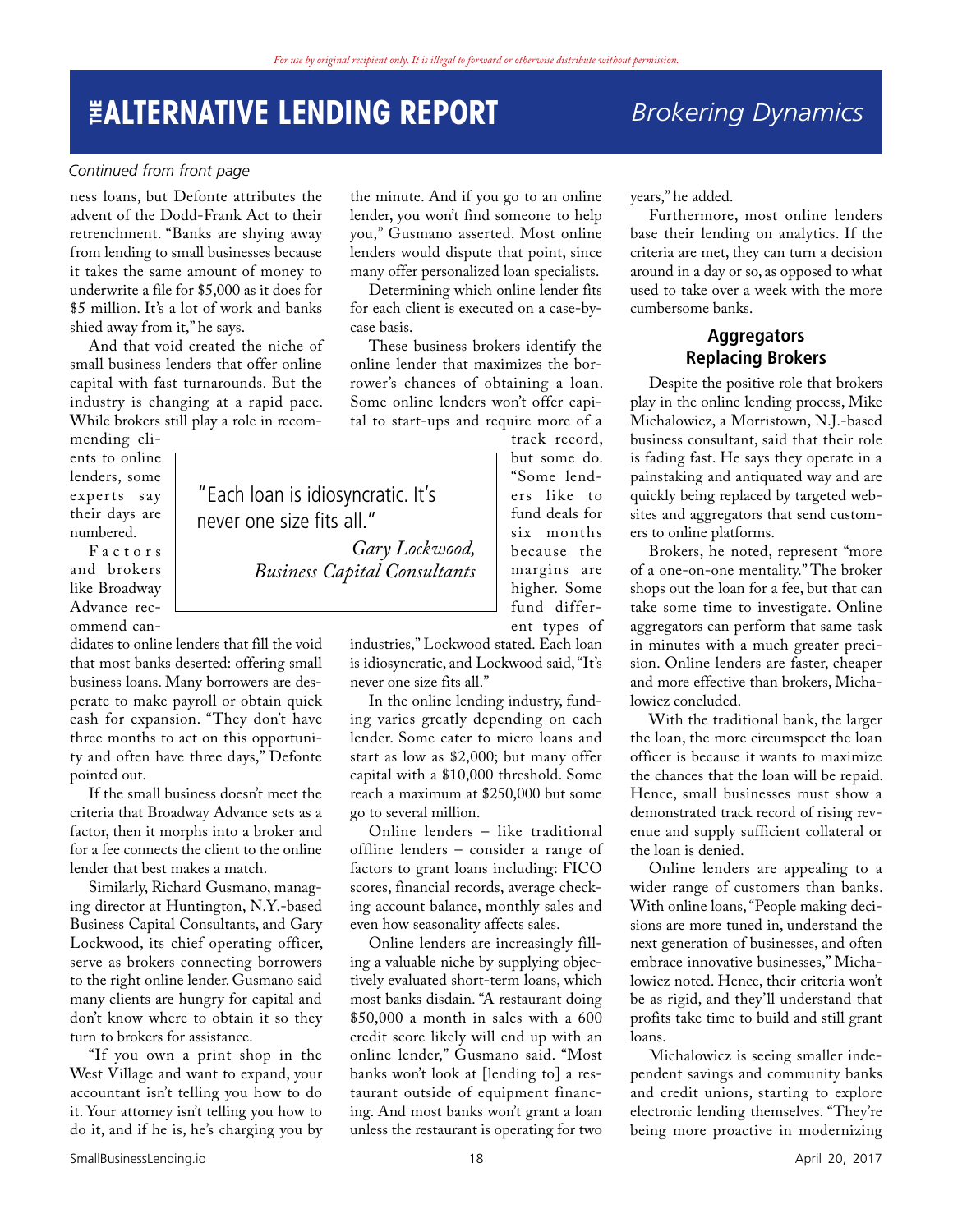*Continued from front page*

ness loans, but Defonte attributes the advent of the Dodd-Frank Act to their retrenchment. "Banks are shying away from lending to small businesses because it takes the same amount of money to underwrite a file for $5,000 as it does for $5 million. It's a lot of work and banks shied away from it," he says.

And that void created the niche of small business lenders that offer online capital with fast turnarounds. But the industry is changing at a rapid pace. While brokers still play a role in recommending clients to online lenders, some experts say their days are numbered.

Factors and brokers like Broadway Advance recommend candidates to online lenders that fill the void that most banks deserted: offering small business loans. Many borrowers are desperate to make payroll or obtain quick cash for expansion. "They don't have three months to act on this opportunity and often have three days," Defonte pointed out.

If the small business doesn't meet the criteria that Broadway Advance sets as a factor, then it morphs into a broker and for a fee connects the client to the online lender that best makes a match.

Similarly, Richard Gusmano, managing director at Huntington, N.Y.-based Business Capital Consultants, and Gary Lockwood, its chief operating officer, serve as brokers connecting borrowers to the right online lender. Gusmano said many clients are hungry for capital and don't know where to obtain it so they turn to brokers for assistance.

"If you own a print shop in the West Village and want to expand, your accountant isn't telling you how to do it. Your attorney isn't telling you how to do it, and if he is, he's charging you by the minute. And if you go to an online lender, you won't find someone to help you," Gusmano asserted. Most online lenders would dispute that point, since many offer personalized loan specialists.

Determining which online lender fits for each client is executed on a case-by-case basis.

These business brokers identify the online lender that maximizes the borrower's chances of obtaining a loan. Some online lenders won't offer capital to start-ups and require more of a track record, but some do. "Some lenders like to fund deals for six months because the margins are higher. Some fund different types of industries," Lockwood stated. Each loan is idiosyncratic, and Lockwood said, "It's never one size fits all."

> "Each loan is idiosyncratic. It's never one size fits all."
>
> *Gary Lockwood, Business Capital Consultants*

In the online lending industry, funding varies greatly depending on each lender. Some cater to micro loans and start as low as $2,000; but many offer capital with a $10,000 threshold. Some reach a maximum at $250,000 but some go to several million.

Online lenders – like traditional offline lenders – consider a range of factors to grant loans including: FICO scores, financial records, average checking account balance, monthly sales and even how seasonality affects sales.

Online lenders are increasingly filling a valuable niche by supplying objectively evaluated short-term loans, which most banks disdain. "A restaurant doing $50,000 a month in sales with a 600 credit score likely will end up with an online lender," Gusmano said. "Most banks won't look at [lending to] a restaurant outside of equipment financing. And most banks won't grant a loan unless the restaurant is operating for two years," he added.

Furthermore, most online lenders base their lending on analytics. If the criteria are met, they can turn a decision around in a day or so, as opposed to what used to take over a week with the more cumbersome banks.

## Aggregators Replacing Brokers

Despite the positive role that brokers play in the online lending process, Mike Michalowicz, a Morristown, N.J.-based business consultant, said that their role is fading fast. He says they operate in a painstaking and antiquated way and are quickly being replaced by targeted websites and aggregators that send customers to online platforms.

Brokers, he noted, represent "more of a one-on-one mentality." The broker shops out the loan for a fee, but that can take some time to investigate. Online aggregators can perform that same task in minutes with a much greater precision. Online lenders are faster, cheaper and more effective than brokers, Michalowicz concluded.

With the traditional bank, the larger the loan, the more circumspect the loan officer is because it wants to maximize the chances that the loan will be repaid. Hence, small businesses must show a demonstrated track record of rising revenue and supply sufficient collateral or the loan is denied.

Online lenders are appealing to a wider range of customers than banks. With online loans, "People making decisions are more tuned in, understand the next generation of businesses, and often embrace innovative businesses," Michalowicz noted. Hence, their criteria won't be as rigid, and they'll understand that profits take time to build and still grant loans.

Michalowicz is seeing smaller independent savings and community banks and credit unions, starting to explore electronic lending themselves. "They're being more proactive in modernizing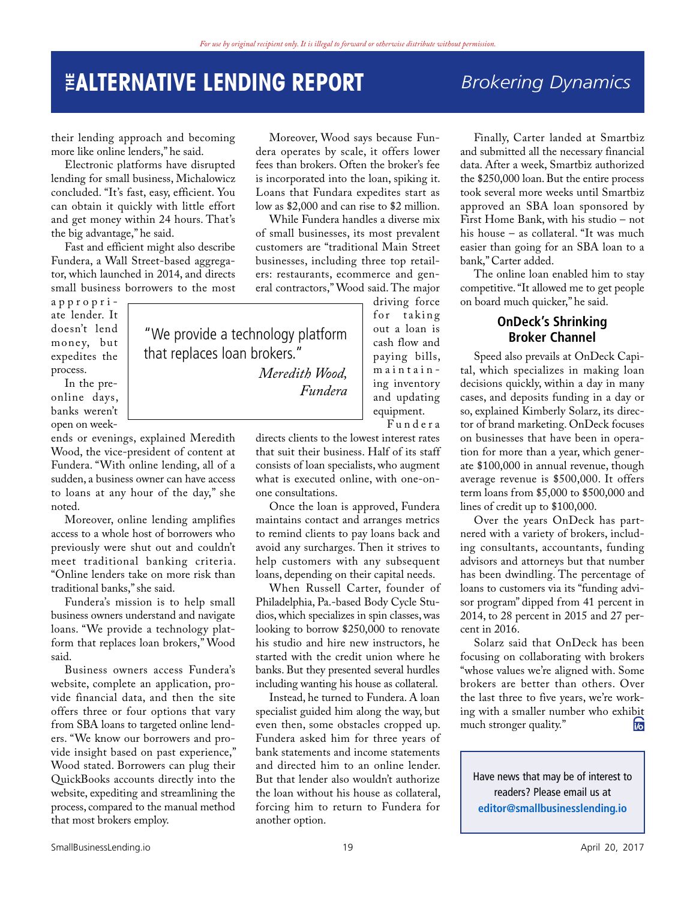their lending approach and becoming more like online lenders," he said.

Electronic platforms have disrupted lending for small business, Michalowicz concluded. "It's fast, easy, efficient. You can obtain it quickly with little effort and get money within 24 hours. That's the big advantage," he said.

Fast and efficient might also describe Fundera, a Wall Street-based aggregator, which launched in 2014, and directs small business borrowers to the most appropriate lender. It doesn't lend money, but expedites the process.

In the pre-online days, banks weren't open on weekends or evenings, explained Meredith Wood, the vice-president of content at Fundera. "With online lending, all of a sudden, a business owner can have access to loans at any hour of the day," she noted.

Moreover, online lending amplifies access to a whole host of borrowers who previously were shut out and couldn't meet traditional banking criteria. "Online lenders take on more risk than traditional banks," she said.

Fundera's mission is to help small business owners understand and navigate loans. "We provide a technology platform that replaces loan brokers," Wood said.

Business owners access Fundera's website, complete an application, provide financial data, and then the site offers three or four options that vary from SBA loans to targeted online lenders. "We know our borrowers and provide insight based on past experience," Wood stated. Borrowers can plug their QuickBooks accounts directly into the website, expediting and streamlining the process, compared to the manual method that most brokers employ.

> "We provide a technology platform that replaces loan brokers."
>
> *Meredith Wood, Fundera*

Moreover, Wood says because Fundera operates by scale, it offers lower fees than brokers. Often the broker's fee is incorporated into the loan, spiking it. Loans that Fundara expedites start as low as $2,000 and can rise to $2 million.

While Fundera handles a diverse mix of small businesses, its most prevalent customers are "traditional Main Street businesses, including three top retailers: restaurants, ecommerce and general contractors," Wood said. The major driving force for taking out a loan is cash flow and paying bills, maintaining inventory and updating equipment.

Fundera directs clients to the lowest interest rates that suit their business. Half of its staff consists of loan specialists, who augment what is executed online, with one-on-one consultations.

Once the loan is approved, Fundera maintains contact and arranges metrics to remind clients to pay loans back and avoid any surcharges. Then it strives to help customers with any subsequent loans, depending on their capital needs.

When Russell Carter, founder of Philadelphia, Pa.-based Body Cycle Studios, which specializes in spin classes, was looking to borrow $250,000 to renovate his studio and hire new instructors, he started with the credit union where he banks. But they presented several hurdles including wanting his house as collateral.

Instead, he turned to Fundera. A loan specialist guided him along the way, but even then, some obstacles cropped up. Fundera asked him for three years of bank statements and income statements and directed him to an online lender. But that lender also wouldn't authorize the loan without his house as collateral, forcing him to return to Fundera for another option.

Finally, Carter landed at Smartbiz and submitted all the necessary financial data. After a week, Smartbiz authorized the $250,000 loan. But the entire process took several more weeks until Smartbiz approved an SBA loan sponsored by First Home Bank, with his studio – not his house – as collateral. "It was much easier than going for an SBA loan to a bank," Carter added.

The online loan enabled him to stay competitive. "It allowed me to get people on board much quicker," he said.

## OnDeck's Shrinking Broker Channel

Speed also prevails at OnDeck Capital, which specializes in making loan decisions quickly, within a day in many cases, and deposits funding in a day or so, explained Kimberly Solarz, its director of brand marketing. OnDeck focuses on businesses that have been in operation for more than a year, which generate $100,000 in annual revenue, though average revenue is $500,000. It offers term loans from $5,000 to $500,000 and lines of credit up to $100,000.

Over the years OnDeck has partnered with a variety of brokers, including consultants, accountants, funding advisors and attorneys but that number has been dwindling. The percentage of loans to customers via its "funding advisor program" dipped from 41 percent in 2014, to 28 percent in 2015 and 27 percent in 2016.

Solarz said that OnDeck has been focusing on collaborating with brokers "whose values we're aligned with. Some brokers are better than others. Over the last three to five years, we're working with a smaller number who exhibit much stronger quality."

Have news that may be of interest to readers? Please email us at **editor@smallbusinesslending.io**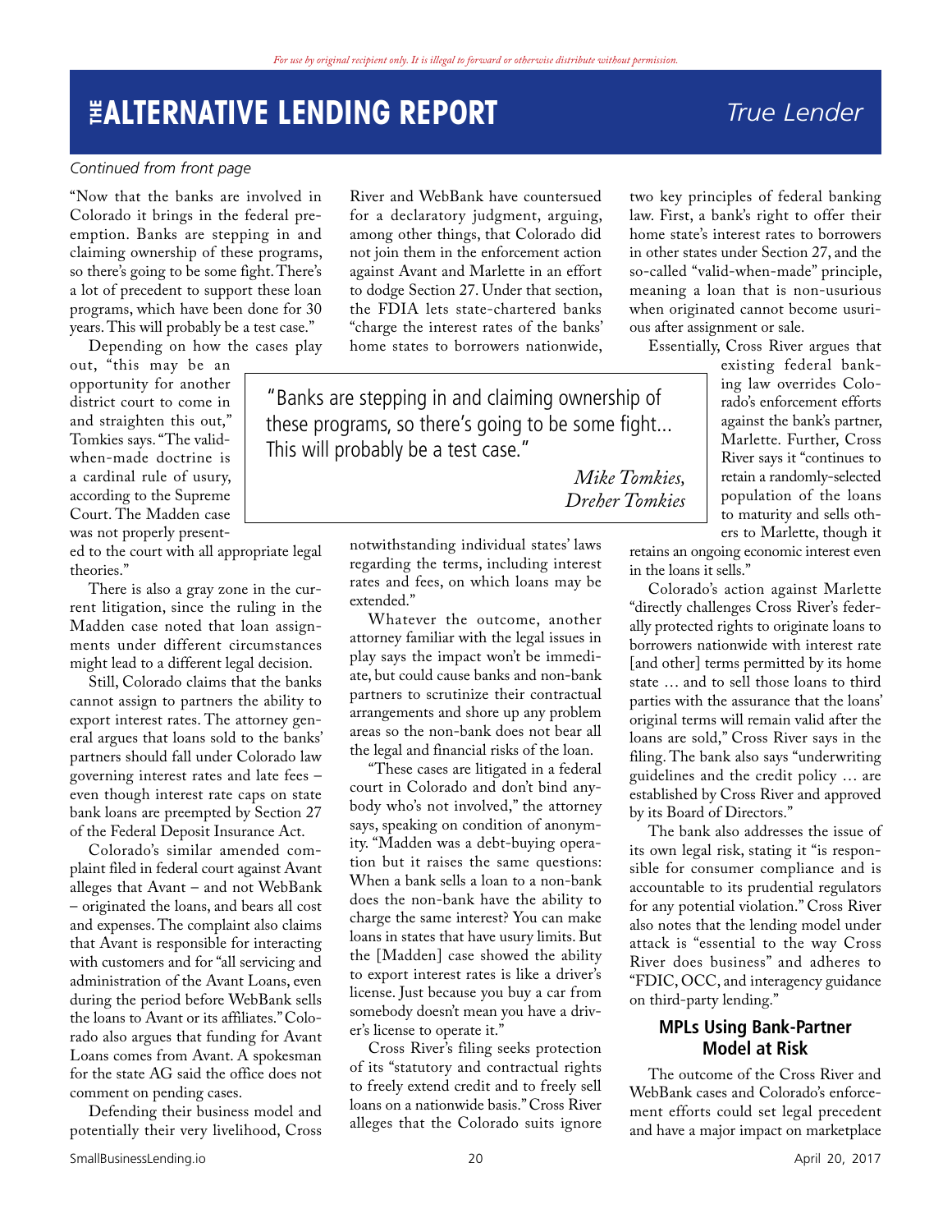*Continued from front page*

"Now that the banks are involved in Colorado it brings in the federal preemption. Banks are stepping in and claiming ownership of these programs, so there's going to be some fight. There's a lot of precedent to support these loan programs, which have been done for 30 years. This will probably be a test case."

Depending on how the cases play out, "this may be an opportunity for another district court to come in and straighten this out," Tomkies says. "The valid-when-made doctrine is a cardinal rule of usury, according to the Supreme Court. The Madden case was not properly presented to the court with all appropriate legal theories."

There is also a gray zone in the current litigation, since the ruling in the Madden case noted that loan assignments under different circumstances might lead to a different legal decision.

Still, Colorado claims that the banks cannot assign to partners the ability to export interest rates. The attorney general argues that loans sold to the banks' partners should fall under Colorado law governing interest rates and late fees – even though interest rate caps on state bank loans are preempted by Section 27 of the Federal Deposit Insurance Act.

Colorado's similar amended complaint filed in federal court against Avant alleges that Avant – and not WebBank – originated the loans, and bears all cost and expenses. The complaint also claims that Avant is responsible for interacting with customers and for "all servicing and administration of the Avant Loans, even during the period before WebBank sells the loans to Avant or its affiliates." Colorado also argues that funding for Avant Loans comes from Avant. A spokesman for the state AG said the office does not comment on pending cases.

Defending their business model and potentially their very livelihood, Cross River and WebBank have countersued for a declaratory judgment, arguing, among other things, that Colorado did not join them in the enforcement action against Avant and Marlette in an effort to dodge Section 27. Under that section, the FDIA lets state-chartered banks "charge the interest rates of the banks' home states to borrowers nationwide, notwithstanding individual states' laws regarding the terms, including interest rates and fees, on which loans may be extended."

> "Banks are stepping in and claiming ownership of these programs, so there's going to be some fight... This will probably be a test case."
>
> *Mike Tomkies, Dreher Tomkies*

Whatever the outcome, another attorney familiar with the legal issues in play says the impact won't be immediate, but could cause banks and non-bank partners to scrutinize their contractual arrangements and shore up any problem areas so the non-bank does not bear all the legal and financial risks of the loan.

"These cases are litigated in a federal court in Colorado and don't bind anybody who's not involved," the attorney says, speaking on condition of anonymity. "Madden was a debt-buying operation but it raises the same questions: When a bank sells a loan to a non-bank does the non-bank have the ability to charge the same interest? You can make loans in states that have usury limits. But the [Madden] case showed the ability to export interest rates is like a driver's license. Just because you buy a car from somebody doesn't mean you have a driver's license to operate it."

Cross River's filing seeks protection of its "statutory and contractual rights to freely extend credit and to freely sell loans on a nationwide basis." Cross River alleges that the Colorado suits ignore two key principles of federal banking law. First, a bank's right to offer their home state's interest rates to borrowers in other states under Section 27, and the so-called "valid-when-made" principle, meaning a loan that is non-usurious when originated cannot become usurious after assignment or sale.

Essentially, Cross River argues that existing federal banking law overrides Colorado's enforcement efforts against the bank's partner, Marlette. Further, Cross River says it "continues to retain a randomly-selected population of the loans to maturity and sells others to Marlette, though it retains an ongoing economic interest even in the loans it sells."

Colorado's action against Marlette "directly challenges Cross River's federally protected rights to originate loans to borrowers nationwide with interest rate [and other] terms permitted by its home state … and to sell those loans to third parties with the assurance that the loans' original terms will remain valid after the loans are sold," Cross River says in the filing. The bank also says "underwriting guidelines and the credit policy … are established by Cross River and approved by its Board of Directors."

The bank also addresses the issue of its own legal risk, stating it "is responsible for consumer compliance and is accountable to its prudential regulators for any potential violation." Cross River also notes that the lending model under attack is "essential to the way Cross River does business" and adheres to "FDIC, OCC, and interagency guidance on third-party lending."

## MPLs Using Bank-Partner Model at Risk

The outcome of the Cross River and WebBank cases and Colorado's enforcement efforts could set legal precedent and have a major impact on marketplace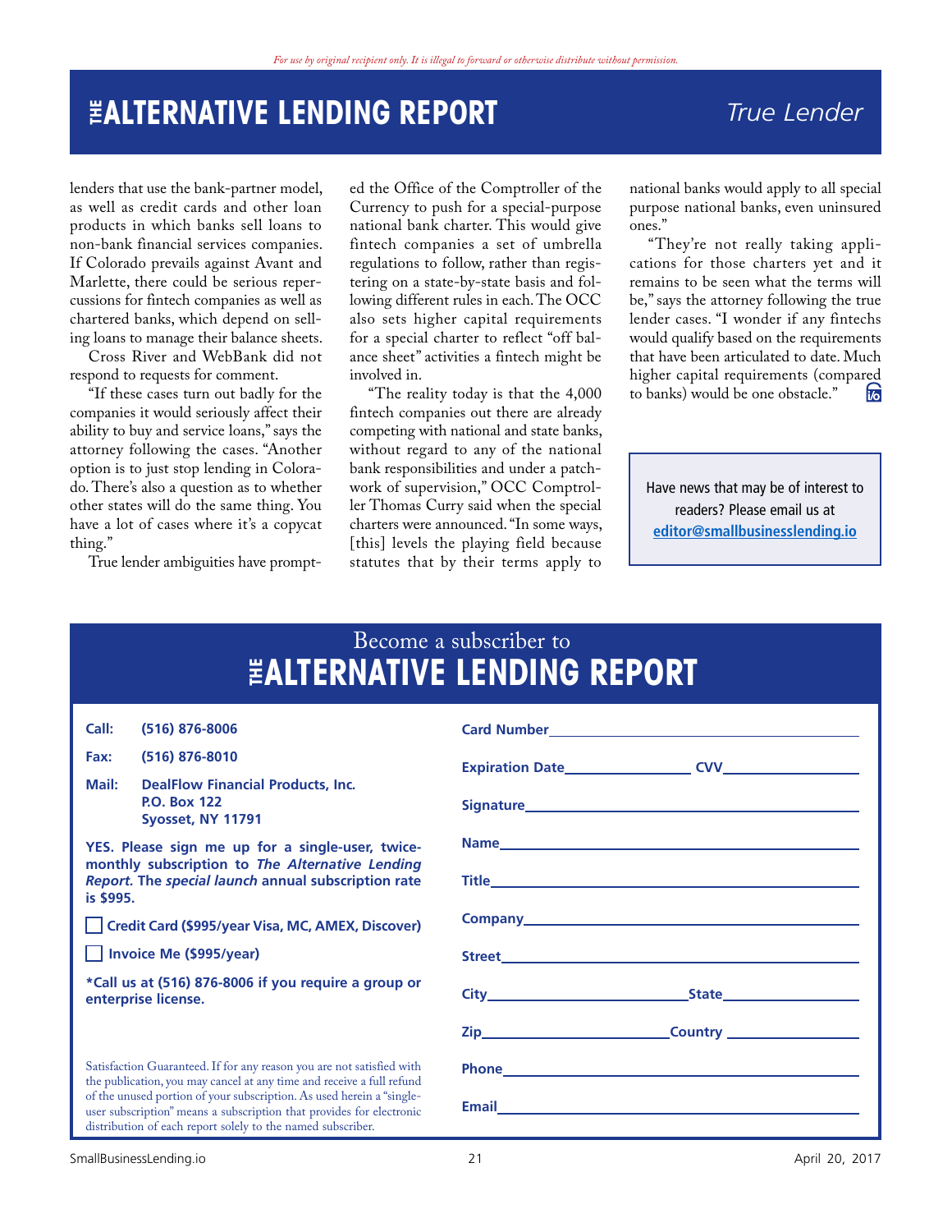lenders that use the bank-partner model, as well as credit cards and other loan products in which banks sell loans to non-bank financial services companies. If Colorado prevails against Avant and Marlette, there could be serious repercussions for fintech companies as well as chartered banks, which depend on selling loans to manage their balance sheets.

Cross River and WebBank did not respond to requests for comment.

"If these cases turn out badly for the companies it would seriously affect their ability to buy and service loans," says the attorney following the cases. "Another option is to just stop lending in Colorado. There's also a question as to whether other states will do the same thing. You have a lot of cases where it's a copycat thing."

True lender ambiguities have prompted the Office of the Comptroller of the Currency to push for a special-purpose national bank charter. This would give fintech companies a set of umbrella regulations to follow, rather than registering on a state-by-state basis and following different rules in each. The OCC also sets higher capital requirements for a special charter to reflect "off balance sheet" activities a fintech might be involved in.

"The reality today is that the 4,000 fintech companies out there are already competing with national and state banks, without regard to any of the national bank responsibilities and under a patchwork of supervision," OCC Comptroller Thomas Curry said when the special charters were announced. "In some ways, [this] levels the playing field because statutes that by their terms apply to national banks would apply to all special purpose national banks, even uninsured ones."

"They're not really taking applications for those charters yet and it remains to be seen what the terms will be," says the attorney following the true lender cases. "I wonder if any fintechs would qualify based on the requirements that have been articulated to date. Much higher capital requirements (compared to banks) would be one obstacle."

Have news that may be of interest to readers? Please email us at **editor@smallbusinesslending.io**

## Become a subscriber to THE ALTERNATIVE LENDING REPORT

**Call:** (516) 876-8006

**Fax:** (516) 876-8010

**Mail:** DealFlow Financial Products, Inc.
P.O. Box 122
Syosset, NY 11791

**YES. Please sign me up for a single-user, twice-monthly subscription to *The Alternative Lending Report.* The *special launch* annual subscription rate is $995.**

☐ **Credit Card ($995/year Visa, MC, AMEX, Discover)**

☐ **Invoice Me ($995/year)**

**\*Call us at (516) 876-8006 if you require a group or enterprise license.**

Satisfaction Guaranteed. If for any reason you are not satisfied with the publication, you may cancel at any time and receive a full refund of the unused portion of your subscription. As used herein a "single-user subscription" means a subscription that provides for electronic distribution of each report solely to the named subscriber.

**Card Number** ____________________

**Expiration Date** ____________ **CVV** ____________

**Signature** ____________________

**Name** ____________________

**Title** ____________________

**Company** ____________________

**Street** ____________________

**City** ____________ **State** ____________

**Zip** ____________ **Country** ____________

**Phone** ____________________

**Email** ____________________